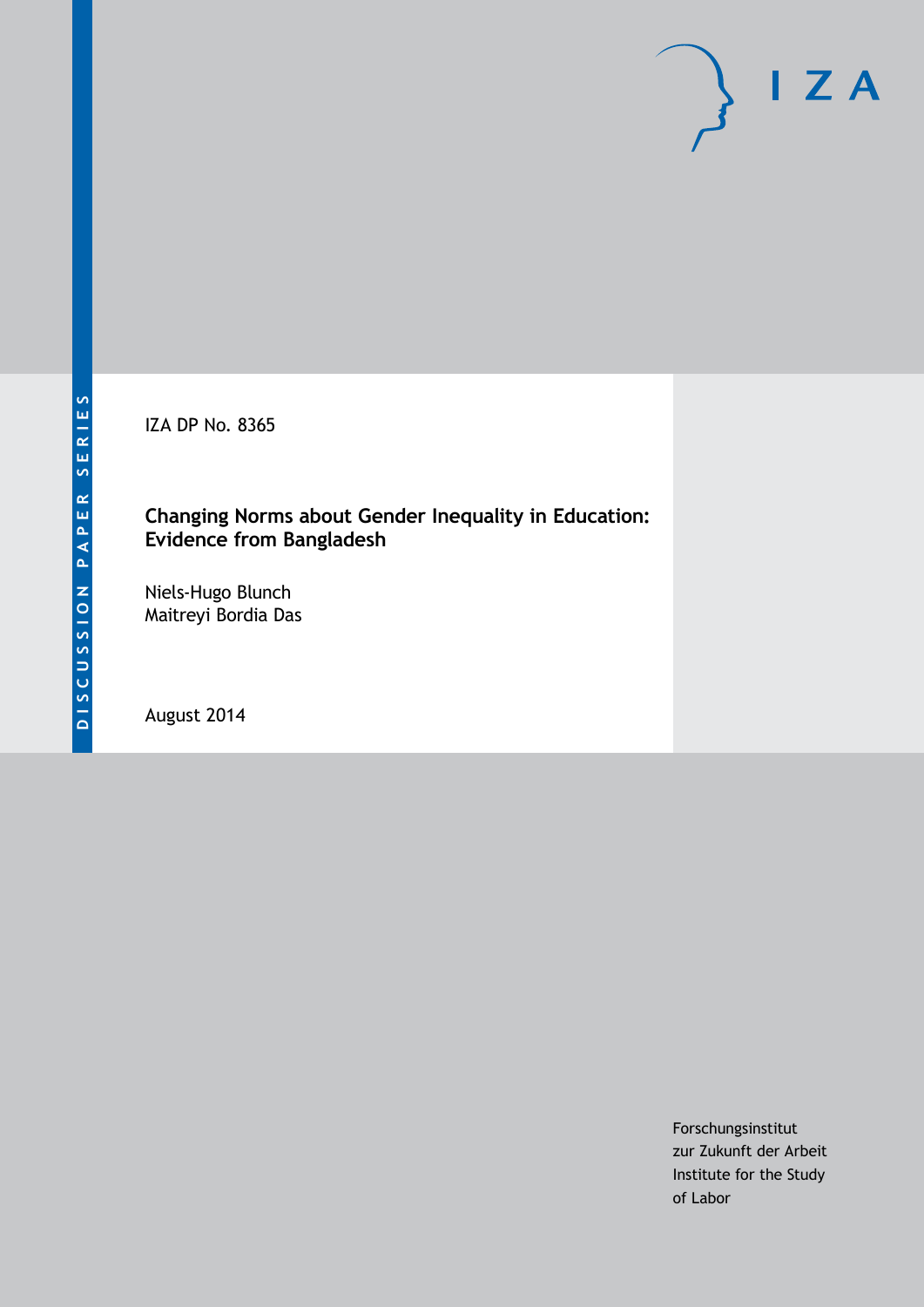IZA DP No. 8365

# Changing Norms about Gender Inequality in Education: Evidence from Bangladesh

Niels-Hugo Blunch
Maitreyi Bordia Das

August 2014

Forschungsinstitut
zur Zukunft der Arbeit
Institute for the Study
of Labor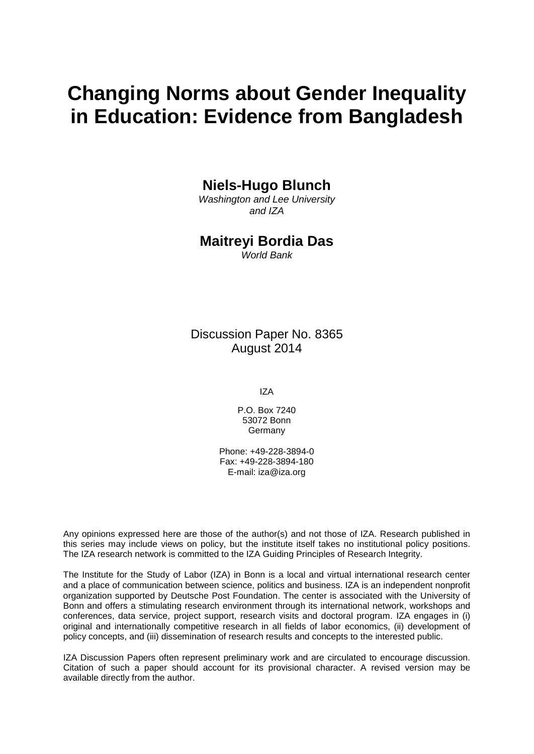# Changing Norms about Gender Inequality in Education: Evidence from Bangladesh

**Niels-Hugo Blunch**

*Washington and Lee University and IZA*

**Maitreyi Bordia Das**

*World Bank*

Discussion Paper No. 8365
August 2014

IZA

P.O. Box 7240
53072 Bonn
Germany

Phone: +49-228-3894-0
Fax: +49-228-3894-180
E-mail: iza@iza.org

Any opinions expressed here are those of the author(s) and not those of IZA. Research published in this series may include views on policy, but the institute itself takes no institutional policy positions. The IZA research network is committed to the IZA Guiding Principles of Research Integrity.

The Institute for the Study of Labor (IZA) in Bonn is a local and virtual international research center and a place of communication between science, politics and business. IZA is an independent nonprofit organization supported by Deutsche Post Foundation. The center is associated with the University of Bonn and offers a stimulating research environment through its international network, workshops and conferences, data service, project support, research visits and doctoral program. IZA engages in (i) original and internationally competitive research in all fields of labor economics, (ii) development of policy concepts, and (iii) dissemination of research results and concepts to the interested public.

IZA Discussion Papers often represent preliminary work and are circulated to encourage discussion. Citation of such a paper should account for its provisional character. A revised version may be available directly from the author.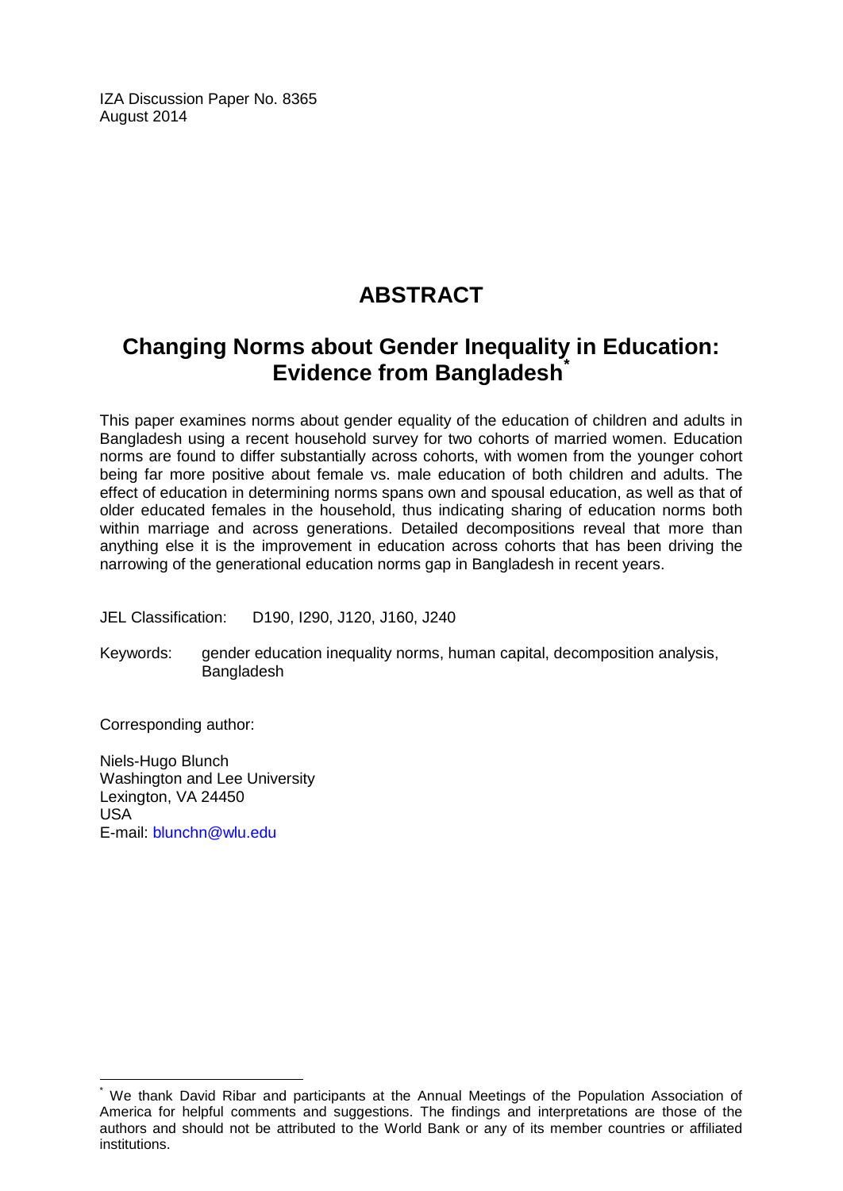IZA Discussion Paper No. 8365
August 2014

# ABSTRACT

## Changing Norms about Gender Inequality in Education: Evidence from Bangladesh[*]

This paper examines norms about gender equality of the education of children and adults in Bangladesh using a recent household survey for two cohorts of married women. Education norms are found to differ substantially across cohorts, with women from the younger cohort being far more positive about female vs. male education of both children and adults. The effect of education in determining norms spans own and spousal education, as well as that of older educated females in the household, thus indicating sharing of education norms both within marriage and across generations. Detailed decompositions reveal that more than anything else it is the improvement in education across cohorts that has been driving the narrowing of the generational education norms gap in Bangladesh in recent years.

JEL Classification: D190, I290, J120, J160, J240

Keywords: gender education inequality norms, human capital, decomposition analysis, Bangladesh

Corresponding author:

Niels-Hugo Blunch
Washington and Lee University
Lexington, VA 24450
USA
E-mail: blunchn@wlu.edu

[*] We thank David Ribar and participants at the Annual Meetings of the Population Association of America for helpful comments and suggestions. The findings and interpretations are those of the authors and should not be attributed to the World Bank or any of its member countries or affiliated institutions.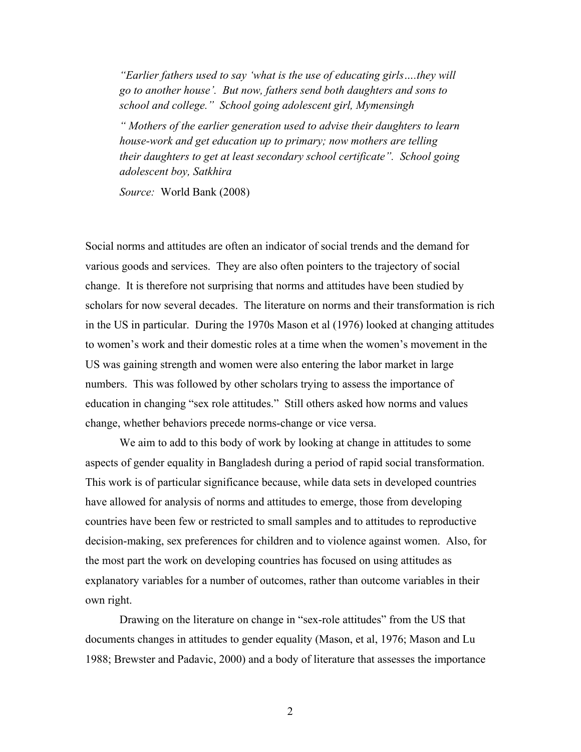> *"Earlier fathers used to say 'what is the use of educating girls….they will go to another house'. But now, fathers send both daughters and sons to school and college." School going adolescent girl, Mymensingh*
>
> *" Mothers of the earlier generation used to advise their daughters to learn house-work and get education up to primary; now mothers are telling their daughters to get at least secondary school certificate". School going adolescent boy, Satkhira*
>
> *Source:* World Bank (2008)

Social norms and attitudes are often an indicator of social trends and the demand for various goods and services. They are also often pointers to the trajectory of social change. It is therefore not surprising that norms and attitudes have been studied by scholars for now several decades. The literature on norms and their transformation is rich in the US in particular. During the 1970s Mason et al (1976) looked at changing attitudes to women's work and their domestic roles at a time when the women's movement in the US was gaining strength and women were also entering the labor market in large numbers. This was followed by other scholars trying to assess the importance of education in changing "sex role attitudes." Still others asked how norms and values change, whether behaviors precede norms-change or vice versa.

We aim to add to this body of work by looking at change in attitudes to some aspects of gender equality in Bangladesh during a period of rapid social transformation. This work is of particular significance because, while data sets in developed countries have allowed for analysis of norms and attitudes to emerge, those from developing countries have been few or restricted to small samples and to attitudes to reproductive decision-making, sex preferences for children and to violence against women. Also, for the most part the work on developing countries has focused on using attitudes as explanatory variables for a number of outcomes, rather than outcome variables in their own right.

Drawing on the literature on change in "sex-role attitudes" from the US that documents changes in attitudes to gender equality (Mason, et al, 1976; Mason and Lu 1988; Brewster and Padavic, 2000) and a body of literature that assesses the importance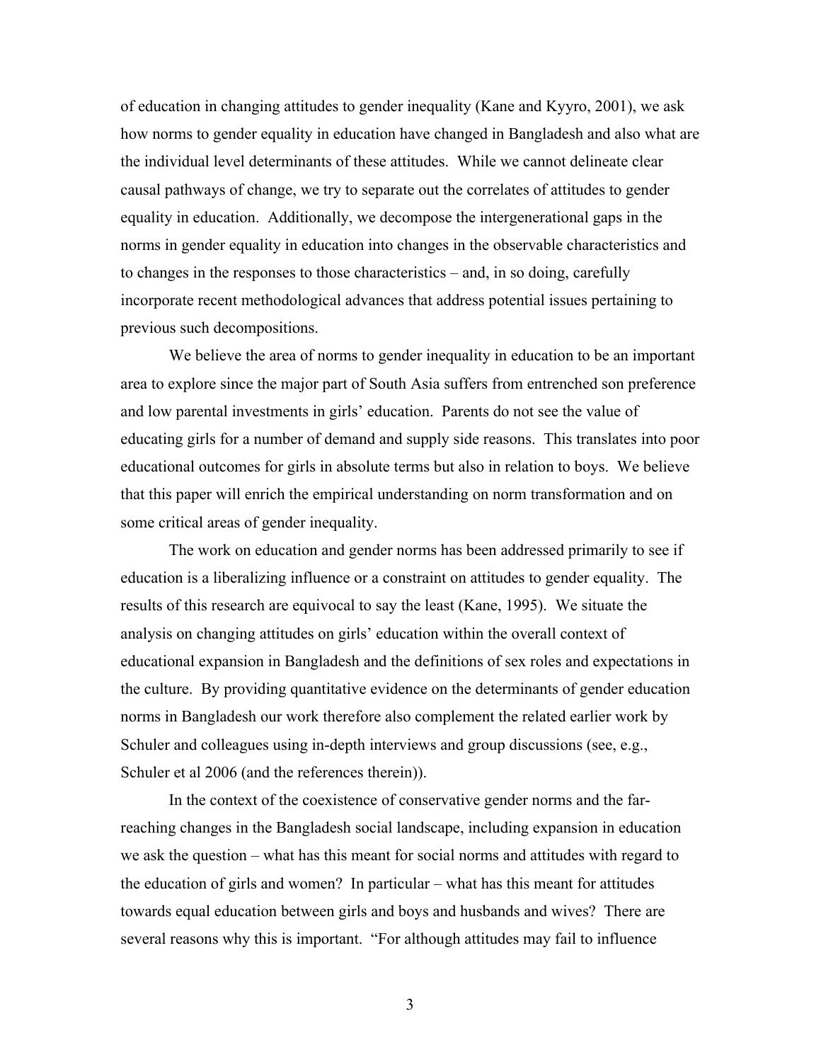of education in changing attitudes to gender inequality (Kane and Kyyro, 2001), we ask how norms to gender equality in education have changed in Bangladesh and also what are the individual level determinants of these attitudes. While we cannot delineate clear causal pathways of change, we try to separate out the correlates of attitudes to gender equality in education. Additionally, we decompose the intergenerational gaps in the norms in gender equality in education into changes in the observable characteristics and to changes in the responses to those characteristics – and, in so doing, carefully incorporate recent methodological advances that address potential issues pertaining to previous such decompositions.

We believe the area of norms to gender inequality in education to be an important area to explore since the major part of South Asia suffers from entrenched son preference and low parental investments in girls' education. Parents do not see the value of educating girls for a number of demand and supply side reasons. This translates into poor educational outcomes for girls in absolute terms but also in relation to boys. We believe that this paper will enrich the empirical understanding on norm transformation and on some critical areas of gender inequality.

The work on education and gender norms has been addressed primarily to see if education is a liberalizing influence or a constraint on attitudes to gender equality. The results of this research are equivocal to say the least (Kane, 1995). We situate the analysis on changing attitudes on girls' education within the overall context of educational expansion in Bangladesh and the definitions of sex roles and expectations in the culture. By providing quantitative evidence on the determinants of gender education norms in Bangladesh our work therefore also complement the related earlier work by Schuler and colleagues using in-depth interviews and group discussions (see, e.g., Schuler et al 2006 (and the references therein)).

In the context of the coexistence of conservative gender norms and the far-reaching changes in the Bangladesh social landscape, including expansion in education we ask the question – what has this meant for social norms and attitudes with regard to the education of girls and women? In particular – what has this meant for attitudes towards equal education between girls and boys and husbands and wives? There are several reasons why this is important. "For although attitudes may fail to influence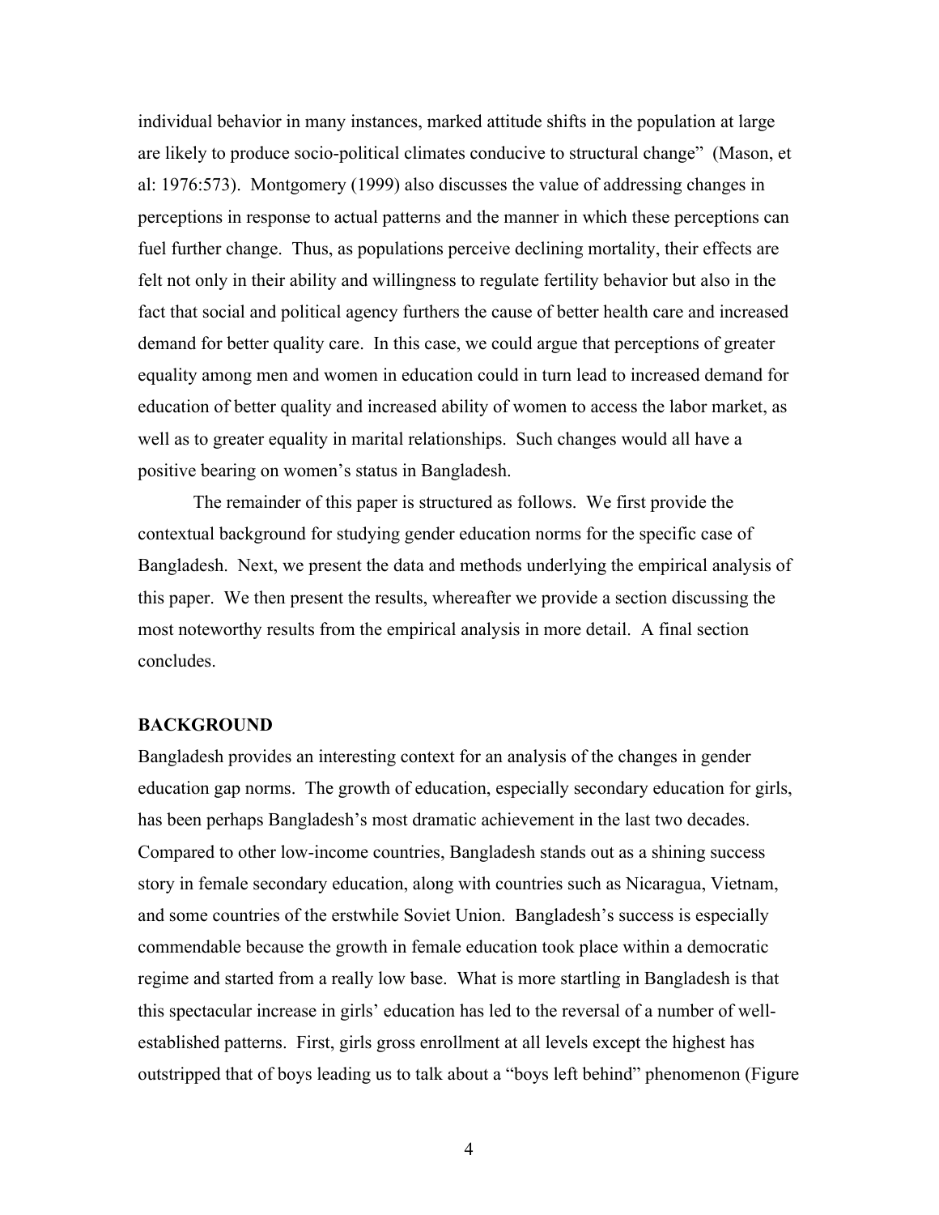individual behavior in many instances, marked attitude shifts in the population at large are likely to produce socio-political climates conducive to structural change" (Mason, et al: 1976:573). Montgomery (1999) also discusses the value of addressing changes in perceptions in response to actual patterns and the manner in which these perceptions can fuel further change. Thus, as populations perceive declining mortality, their effects are felt not only in their ability and willingness to regulate fertility behavior but also in the fact that social and political agency furthers the cause of better health care and increased demand for better quality care. In this case, we could argue that perceptions of greater equality among men and women in education could in turn lead to increased demand for education of better quality and increased ability of women to access the labor market, as well as to greater equality in marital relationships. Such changes would all have a positive bearing on women's status in Bangladesh.

The remainder of this paper is structured as follows. We first provide the contextual background for studying gender education norms for the specific case of Bangladesh. Next, we present the data and methods underlying the empirical analysis of this paper. We then present the results, whereafter we provide a section discussing the most noteworthy results from the empirical analysis in more detail. A final section concludes.

## BACKGROUND

Bangladesh provides an interesting context for an analysis of the changes in gender education gap norms. The growth of education, especially secondary education for girls, has been perhaps Bangladesh's most dramatic achievement in the last two decades. Compared to other low-income countries, Bangladesh stands out as a shining success story in female secondary education, along with countries such as Nicaragua, Vietnam, and some countries of the erstwhile Soviet Union. Bangladesh's success is especially commendable because the growth in female education took place within a democratic regime and started from a really low base. What is more startling in Bangladesh is that this spectacular increase in girls' education has led to the reversal of a number of well-established patterns. First, girls gross enrollment at all levels except the highest has outstripped that of boys leading us to talk about a "boys left behind" phenomenon (Figure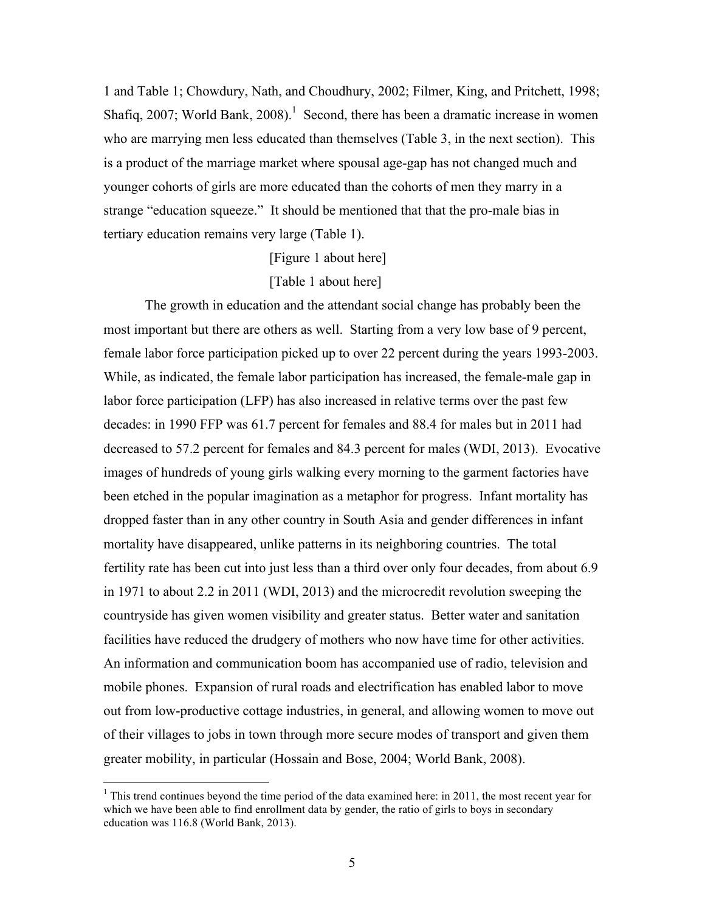1 and Table 1; Chowdury, Nath, and Choudhury, 2002; Filmer, King, and Pritchett, 1998; Shafiq, 2007; World Bank, 2008).[1] Second, there has been a dramatic increase in women who are marrying men less educated than themselves (Table 3, in the next section). This is a product of the marriage market where spousal age-gap has not changed much and younger cohorts of girls are more educated than the cohorts of men they marry in a strange "education squeeze." It should be mentioned that that the pro-male bias in tertiary education remains very large (Table 1).

[Figure 1 about here]

[Table 1 about here]

The growth in education and the attendant social change has probably been the most important but there are others as well. Starting from a very low base of 9 percent, female labor force participation picked up to over 22 percent during the years 1993-2003. While, as indicated, the female labor participation has increased, the female-male gap in labor force participation (LFP) has also increased in relative terms over the past few decades: in 1990 FFP was 61.7 percent for females and 88.4 for males but in 2011 had decreased to 57.2 percent for females and 84.3 percent for males (WDI, 2013). Evocative images of hundreds of young girls walking every morning to the garment factories have been etched in the popular imagination as a metaphor for progress. Infant mortality has dropped faster than in any other country in South Asia and gender differences in infant mortality have disappeared, unlike patterns in its neighboring countries. The total fertility rate has been cut into just less than a third over only four decades, from about 6.9 in 1971 to about 2.2 in 2011 (WDI, 2013) and the microcredit revolution sweeping the countryside has given women visibility and greater status. Better water and sanitation facilities have reduced the drudgery of mothers who now have time for other activities. An information and communication boom has accompanied use of radio, television and mobile phones. Expansion of rural roads and electrification has enabled labor to move out from low-productive cottage industries, in general, and allowing women to move out of their villages to jobs in town through more secure modes of transport and given them greater mobility, in particular (Hossain and Bose, 2004; World Bank, 2008).

[1] This trend continues beyond the time period of the data examined here: in 2011, the most recent year for which we have been able to find enrollment data by gender, the ratio of girls to boys in secondary education was 116.8 (World Bank, 2013).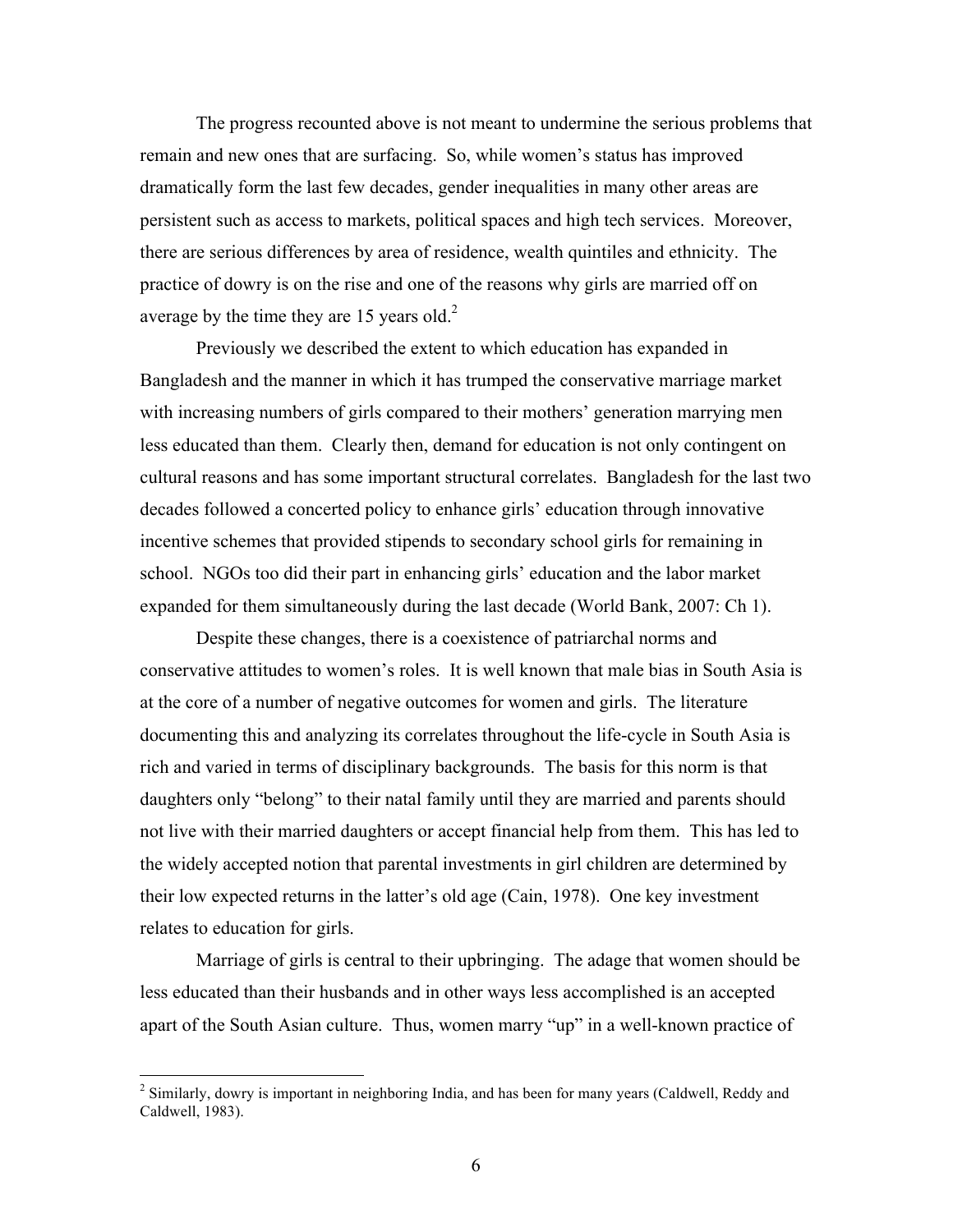The progress recounted above is not meant to undermine the serious problems that remain and new ones that are surfacing. So, while women's status has improved dramatically form the last few decades, gender inequalities in many other areas are persistent such as access to markets, political spaces and high tech services. Moreover, there are serious differences by area of residence, wealth quintiles and ethnicity. The practice of dowry is on the rise and one of the reasons why girls are married off on average by the time they are 15 years old.[2]

Previously we described the extent to which education has expanded in Bangladesh and the manner in which it has trumped the conservative marriage market with increasing numbers of girls compared to their mothers' generation marrying men less educated than them. Clearly then, demand for education is not only contingent on cultural reasons and has some important structural correlates. Bangladesh for the last two decades followed a concerted policy to enhance girls' education through innovative incentive schemes that provided stipends to secondary school girls for remaining in school. NGOs too did their part in enhancing girls' education and the labor market expanded for them simultaneously during the last decade (World Bank, 2007: Ch 1).

Despite these changes, there is a coexistence of patriarchal norms and conservative attitudes to women's roles. It is well known that male bias in South Asia is at the core of a number of negative outcomes for women and girls. The literature documenting this and analyzing its correlates throughout the life-cycle in South Asia is rich and varied in terms of disciplinary backgrounds. The basis for this norm is that daughters only "belong" to their natal family until they are married and parents should not live with their married daughters or accept financial help from them. This has led to the widely accepted notion that parental investments in girl children are determined by their low expected returns in the latter's old age (Cain, 1978). One key investment relates to education for girls.

Marriage of girls is central to their upbringing. The adage that women should be less educated than their husbands and in other ways less accomplished is an accepted apart of the South Asian culture. Thus, women marry "up" in a well-known practice of

[2] Similarly, dowry is important in neighboring India, and has been for many years (Caldwell, Reddy and Caldwell, 1983).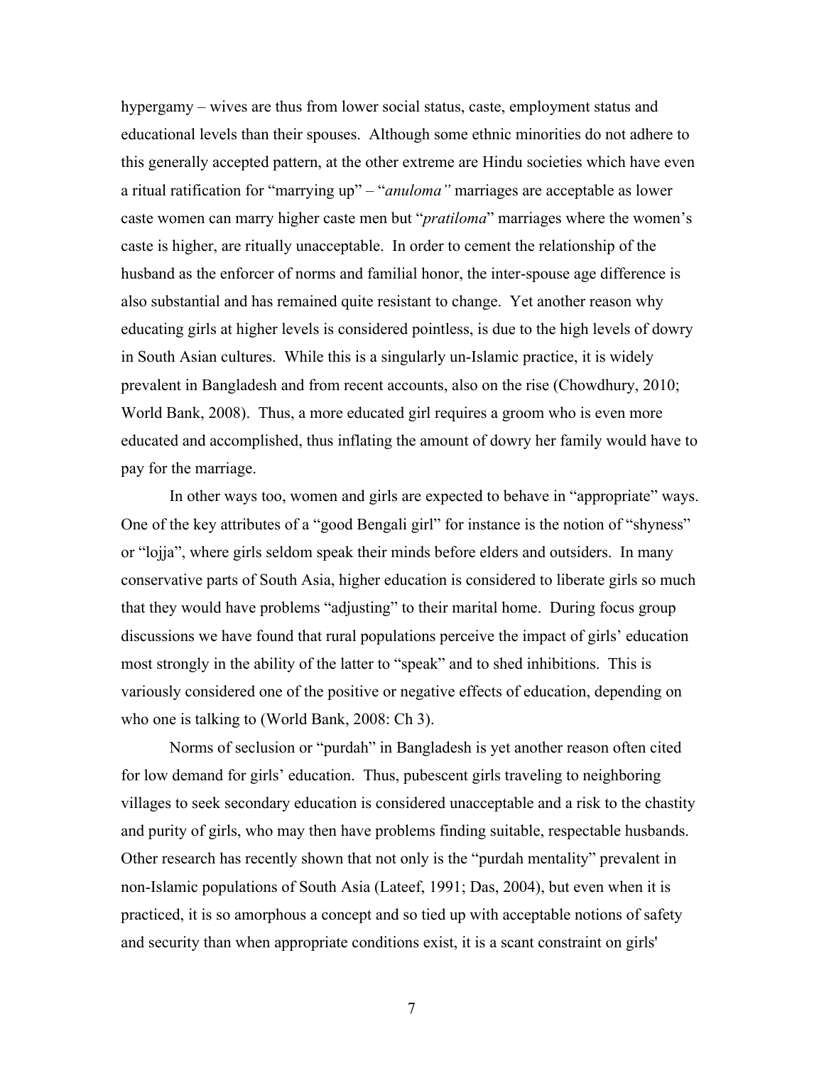hypergamy – wives are thus from lower social status, caste, employment status and educational levels than their spouses. Although some ethnic minorities do not adhere to this generally accepted pattern, at the other extreme are Hindu societies which have even a ritual ratification for "marrying up" – "*anuloma"* marriages are acceptable as lower caste women can marry higher caste men but "*pratiloma*" marriages where the women's caste is higher, are ritually unacceptable. In order to cement the relationship of the husband as the enforcer of norms and familial honor, the inter-spouse age difference is also substantial and has remained quite resistant to change. Yet another reason why educating girls at higher levels is considered pointless, is due to the high levels of dowry in South Asian cultures. While this is a singularly un-Islamic practice, it is widely prevalent in Bangladesh and from recent accounts, also on the rise (Chowdhury, 2010; World Bank, 2008). Thus, a more educated girl requires a groom who is even more educated and accomplished, thus inflating the amount of dowry her family would have to pay for the marriage.

In other ways too, women and girls are expected to behave in "appropriate" ways. One of the key attributes of a "good Bengali girl" for instance is the notion of "shyness" or "lojja", where girls seldom speak their minds before elders and outsiders. In many conservative parts of South Asia, higher education is considered to liberate girls so much that they would have problems "adjusting" to their marital home. During focus group discussions we have found that rural populations perceive the impact of girls' education most strongly in the ability of the latter to "speak" and to shed inhibitions. This is variously considered one of the positive or negative effects of education, depending on who one is talking to (World Bank, 2008: Ch 3).

Norms of seclusion or "purdah" in Bangladesh is yet another reason often cited for low demand for girls' education. Thus, pubescent girls traveling to neighboring villages to seek secondary education is considered unacceptable and a risk to the chastity and purity of girls, who may then have problems finding suitable, respectable husbands. Other research has recently shown that not only is the "purdah mentality" prevalent in non-Islamic populations of South Asia (Lateef, 1991; Das, 2004), but even when it is practiced, it is so amorphous a concept and so tied up with acceptable notions of safety and security than when appropriate conditions exist, it is a scant constraint on girls'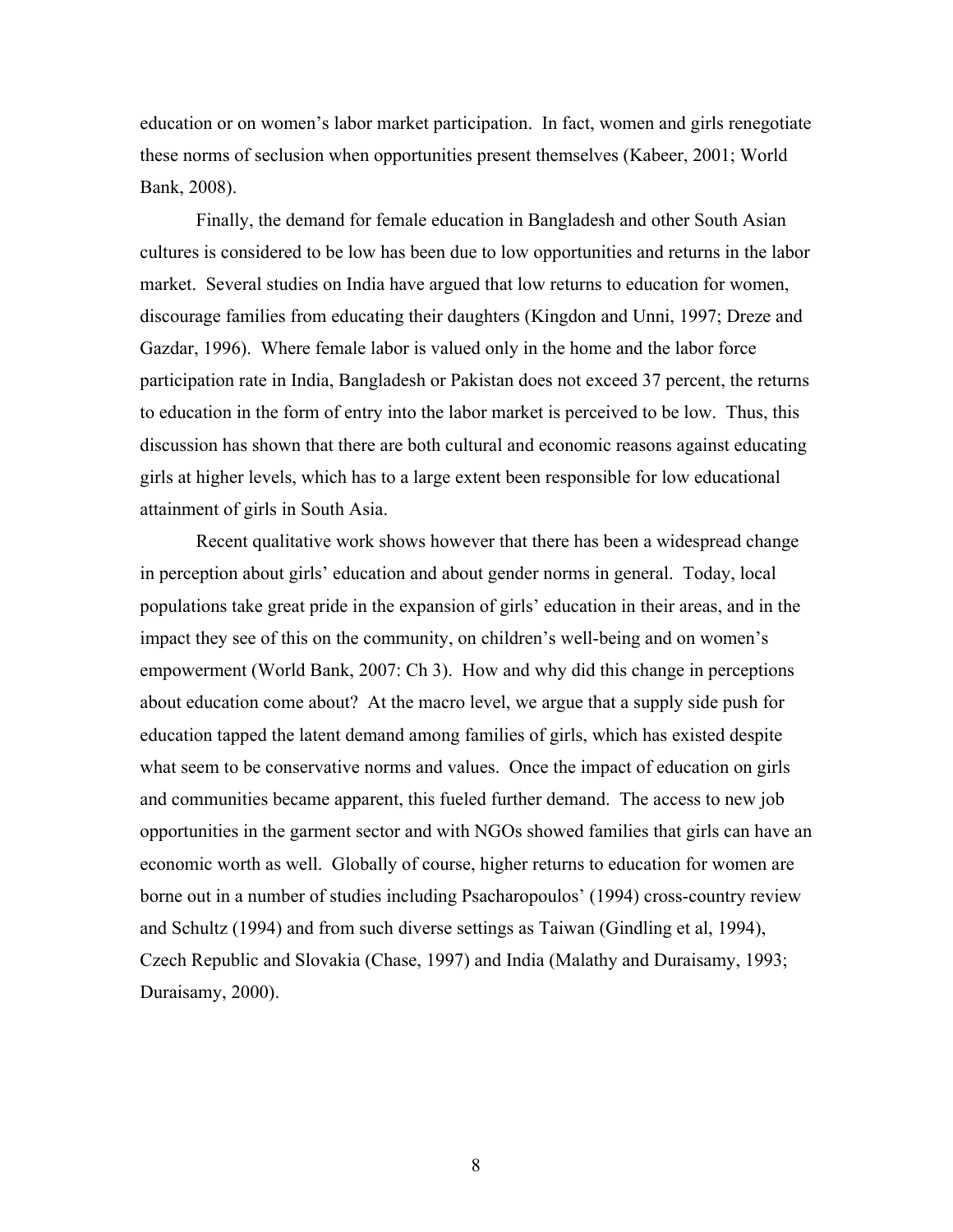education or on women's labor market participation. In fact, women and girls renegotiate these norms of seclusion when opportunities present themselves (Kabeer, 2001; World Bank, 2008).

Finally, the demand for female education in Bangladesh and other South Asian cultures is considered to be low has been due to low opportunities and returns in the labor market. Several studies on India have argued that low returns to education for women, discourage families from educating their daughters (Kingdon and Unni, 1997; Dreze and Gazdar, 1996). Where female labor is valued only in the home and the labor force participation rate in India, Bangladesh or Pakistan does not exceed 37 percent, the returns to education in the form of entry into the labor market is perceived to be low. Thus, this discussion has shown that there are both cultural and economic reasons against educating girls at higher levels, which has to a large extent been responsible for low educational attainment of girls in South Asia.

Recent qualitative work shows however that there has been a widespread change in perception about girls' education and about gender norms in general. Today, local populations take great pride in the expansion of girls' education in their areas, and in the impact they see of this on the community, on children's well-being and on women's empowerment (World Bank, 2007: Ch 3). How and why did this change in perceptions about education come about? At the macro level, we argue that a supply side push for education tapped the latent demand among families of girls, which has existed despite what seem to be conservative norms and values. Once the impact of education on girls and communities became apparent, this fueled further demand. The access to new job opportunities in the garment sector and with NGOs showed families that girls can have an economic worth as well. Globally of course, higher returns to education for women are borne out in a number of studies including Psacharopoulos' (1994) cross-country review and Schultz (1994) and from such diverse settings as Taiwan (Gindling et al, 1994), Czech Republic and Slovakia (Chase, 1997) and India (Malathy and Duraisamy, 1993; Duraisamy, 2000).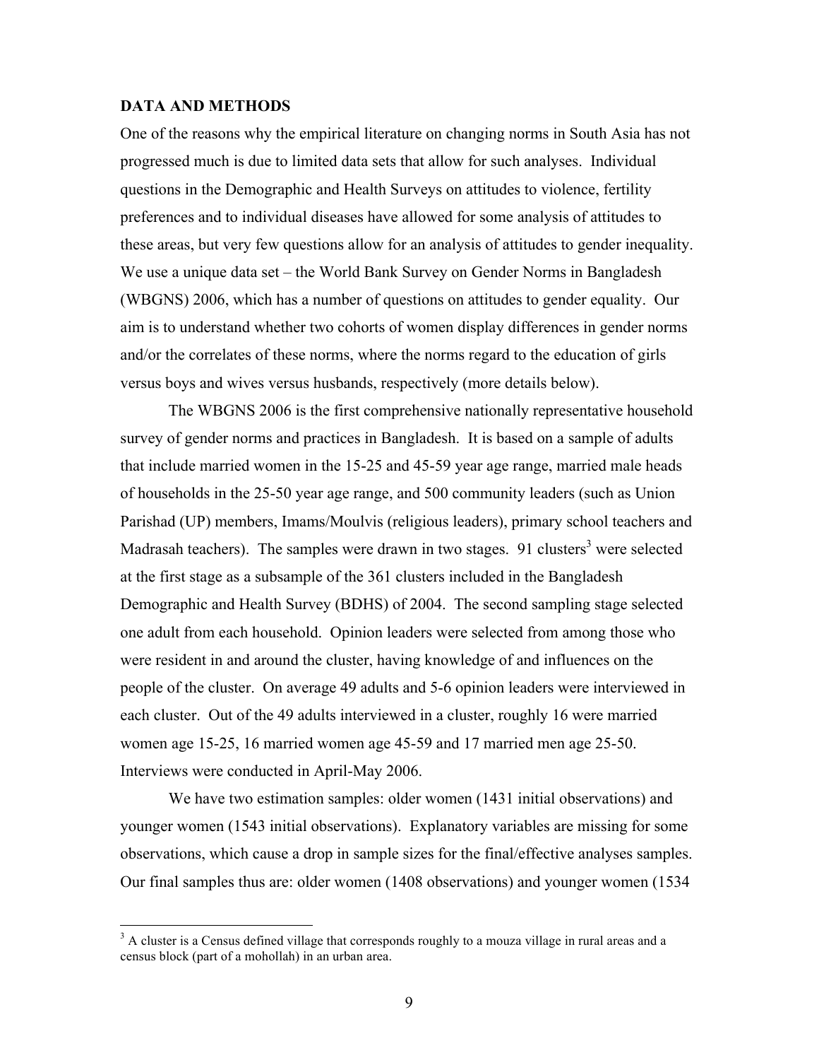## DATA AND METHODS

One of the reasons why the empirical literature on changing norms in South Asia has not progressed much is due to limited data sets that allow for such analyses. Individual questions in the Demographic and Health Surveys on attitudes to violence, fertility preferences and to individual diseases have allowed for some analysis of attitudes to these areas, but very few questions allow for an analysis of attitudes to gender inequality. We use a unique data set – the World Bank Survey on Gender Norms in Bangladesh (WBGNS) 2006, which has a number of questions on attitudes to gender equality. Our aim is to understand whether two cohorts of women display differences in gender norms and/or the correlates of these norms, where the norms regard to the education of girls versus boys and wives versus husbands, respectively (more details below).

The WBGNS 2006 is the first comprehensive nationally representative household survey of gender norms and practices in Bangladesh. It is based on a sample of adults that include married women in the 15-25 and 45-59 year age range, married male heads of households in the 25-50 year age range, and 500 community leaders (such as Union Parishad (UP) members, Imams/Moulvis (religious leaders), primary school teachers and Madrasah teachers). The samples were drawn in two stages. 91 clusters[3] were selected at the first stage as a subsample of the 361 clusters included in the Bangladesh Demographic and Health Survey (BDHS) of 2004. The second sampling stage selected one adult from each household. Opinion leaders were selected from among those who were resident in and around the cluster, having knowledge of and influences on the people of the cluster. On average 49 adults and 5-6 opinion leaders were interviewed in each cluster. Out of the 49 adults interviewed in a cluster, roughly 16 were married women age 15-25, 16 married women age 45-59 and 17 married men age 25-50. Interviews were conducted in April-May 2006.

We have two estimation samples: older women (1431 initial observations) and younger women (1543 initial observations). Explanatory variables are missing for some observations, which cause a drop in sample sizes for the final/effective analyses samples. Our final samples thus are: older women (1408 observations) and younger women (1534

[3] A cluster is a Census defined village that corresponds roughly to a mouza village in rural areas and a census block (part of a mohollah) in an urban area.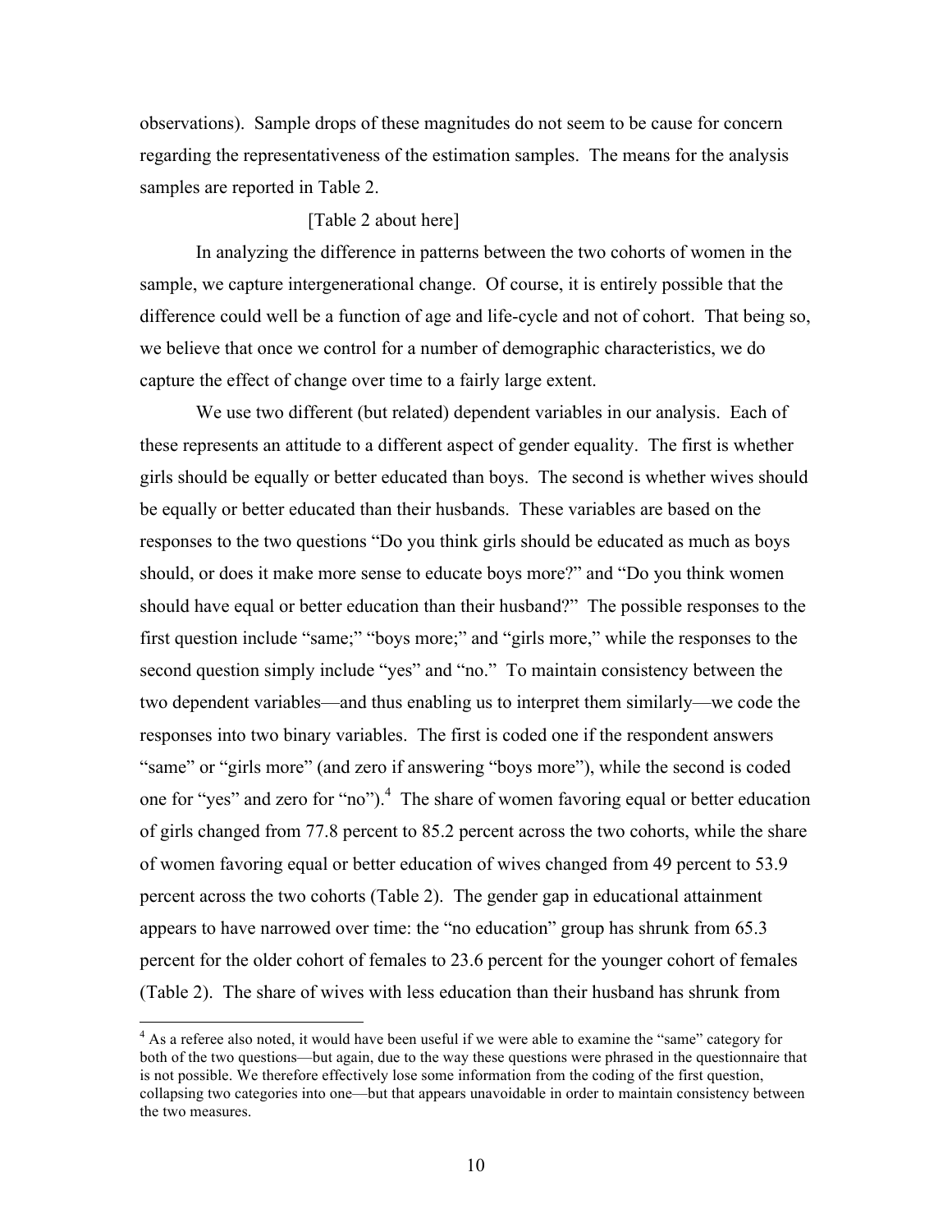observations). Sample drops of these magnitudes do not seem to be cause for concern regarding the representativeness of the estimation samples. The means for the analysis samples are reported in Table 2.

[Table 2 about here]

In analyzing the difference in patterns between the two cohorts of women in the sample, we capture intergenerational change. Of course, it is entirely possible that the difference could well be a function of age and life-cycle and not of cohort. That being so, we believe that once we control for a number of demographic characteristics, we do capture the effect of change over time to a fairly large extent.

We use two different (but related) dependent variables in our analysis. Each of these represents an attitude to a different aspect of gender equality. The first is whether girls should be equally or better educated than boys. The second is whether wives should be equally or better educated than their husbands. These variables are based on the responses to the two questions "Do you think girls should be educated as much as boys should, or does it make more sense to educate boys more?" and "Do you think women should have equal or better education than their husband?" The possible responses to the first question include "same;" "boys more;" and "girls more," while the responses to the second question simply include "yes" and "no." To maintain consistency between the two dependent variables—and thus enabling us to interpret them similarly—we code the responses into two binary variables. The first is coded one if the respondent answers "same" or "girls more" (and zero if answering "boys more"), while the second is coded one for "yes" and zero for "no").[4] The share of women favoring equal or better education of girls changed from 77.8 percent to 85.2 percent across the two cohorts, while the share of women favoring equal or better education of wives changed from 49 percent to 53.9 percent across the two cohorts (Table 2). The gender gap in educational attainment appears to have narrowed over time: the "no education" group has shrunk from 65.3 percent for the older cohort of females to 23.6 percent for the younger cohort of females (Table 2). The share of wives with less education than their husband has shrunk from

[4] As a referee also noted, it would have been useful if we were able to examine the "same" category for both of the two questions—but again, due to the way these questions were phrased in the questionnaire that is not possible. We therefore effectively lose some information from the coding of the first question, collapsing two categories into one—but that appears unavoidable in order to maintain consistency between the two measures.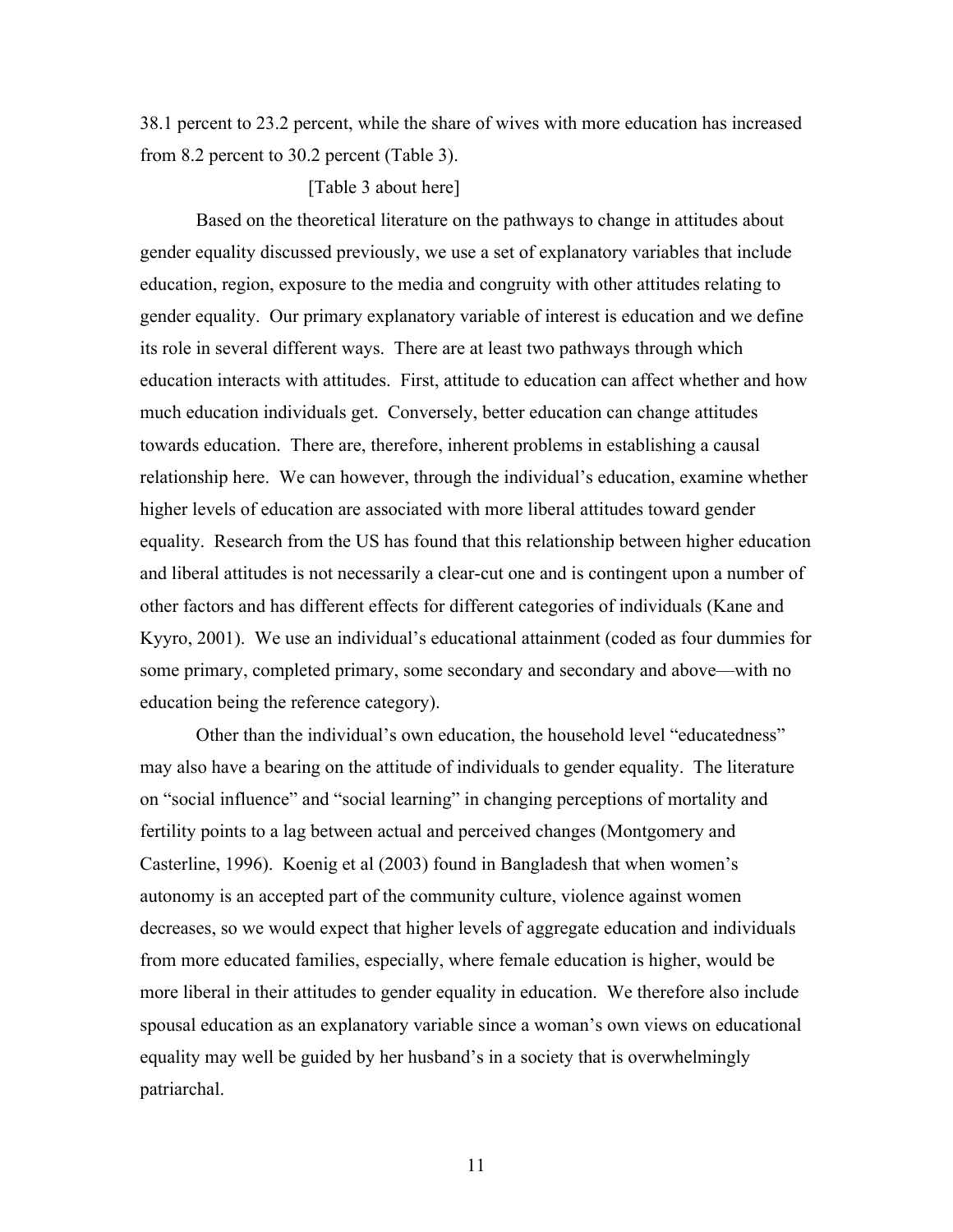38.1 percent to 23.2 percent, while the share of wives with more education has increased from 8.2 percent to 30.2 percent (Table 3).

[Table 3 about here]

Based on the theoretical literature on the pathways to change in attitudes about gender equality discussed previously, we use a set of explanatory variables that include education, region, exposure to the media and congruity with other attitudes relating to gender equality. Our primary explanatory variable of interest is education and we define its role in several different ways. There are at least two pathways through which education interacts with attitudes. First, attitude to education can affect whether and how much education individuals get. Conversely, better education can change attitudes towards education. There are, therefore, inherent problems in establishing a causal relationship here. We can however, through the individual's education, examine whether higher levels of education are associated with more liberal attitudes toward gender equality. Research from the US has found that this relationship between higher education and liberal attitudes is not necessarily a clear-cut one and is contingent upon a number of other factors and has different effects for different categories of individuals (Kane and Kyyro, 2001). We use an individual's educational attainment (coded as four dummies for some primary, completed primary, some secondary and secondary and above—with no education being the reference category).

Other than the individual's own education, the household level "educatedness" may also have a bearing on the attitude of individuals to gender equality. The literature on "social influence" and "social learning" in changing perceptions of mortality and fertility points to a lag between actual and perceived changes (Montgomery and Casterline, 1996). Koenig et al (2003) found in Bangladesh that when women's autonomy is an accepted part of the community culture, violence against women decreases, so we would expect that higher levels of aggregate education and individuals from more educated families, especially, where female education is higher, would be more liberal in their attitudes to gender equality in education. We therefore also include spousal education as an explanatory variable since a woman's own views on educational equality may well be guided by her husband's in a society that is overwhelmingly patriarchal.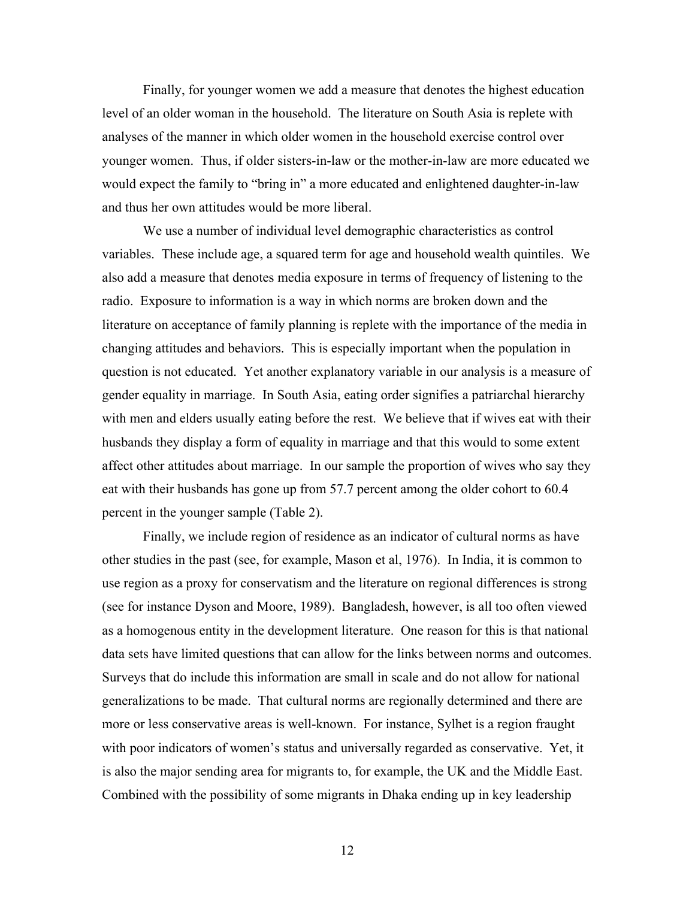Finally, for younger women we add a measure that denotes the highest education level of an older woman in the household. The literature on South Asia is replete with analyses of the manner in which older women in the household exercise control over younger women. Thus, if older sisters-in-law or the mother-in-law are more educated we would expect the family to "bring in" a more educated and enlightened daughter-in-law and thus her own attitudes would be more liberal.

We use a number of individual level demographic characteristics as control variables. These include age, a squared term for age and household wealth quintiles. We also add a measure that denotes media exposure in terms of frequency of listening to the radio. Exposure to information is a way in which norms are broken down and the literature on acceptance of family planning is replete with the importance of the media in changing attitudes and behaviors. This is especially important when the population in question is not educated. Yet another explanatory variable in our analysis is a measure of gender equality in marriage. In South Asia, eating order signifies a patriarchal hierarchy with men and elders usually eating before the rest. We believe that if wives eat with their husbands they display a form of equality in marriage and that this would to some extent affect other attitudes about marriage. In our sample the proportion of wives who say they eat with their husbands has gone up from 57.7 percent among the older cohort to 60.4 percent in the younger sample (Table 2).

Finally, we include region of residence as an indicator of cultural norms as have other studies in the past (see, for example, Mason et al, 1976). In India, it is common to use region as a proxy for conservatism and the literature on regional differences is strong (see for instance Dyson and Moore, 1989). Bangladesh, however, is all too often viewed as a homogenous entity in the development literature. One reason for this is that national data sets have limited questions that can allow for the links between norms and outcomes. Surveys that do include this information are small in scale and do not allow for national generalizations to be made. That cultural norms are regionally determined and there are more or less conservative areas is well-known. For instance, Sylhet is a region fraught with poor indicators of women's status and universally regarded as conservative. Yet, it is also the major sending area for migrants to, for example, the UK and the Middle East. Combined with the possibility of some migrants in Dhaka ending up in key leadership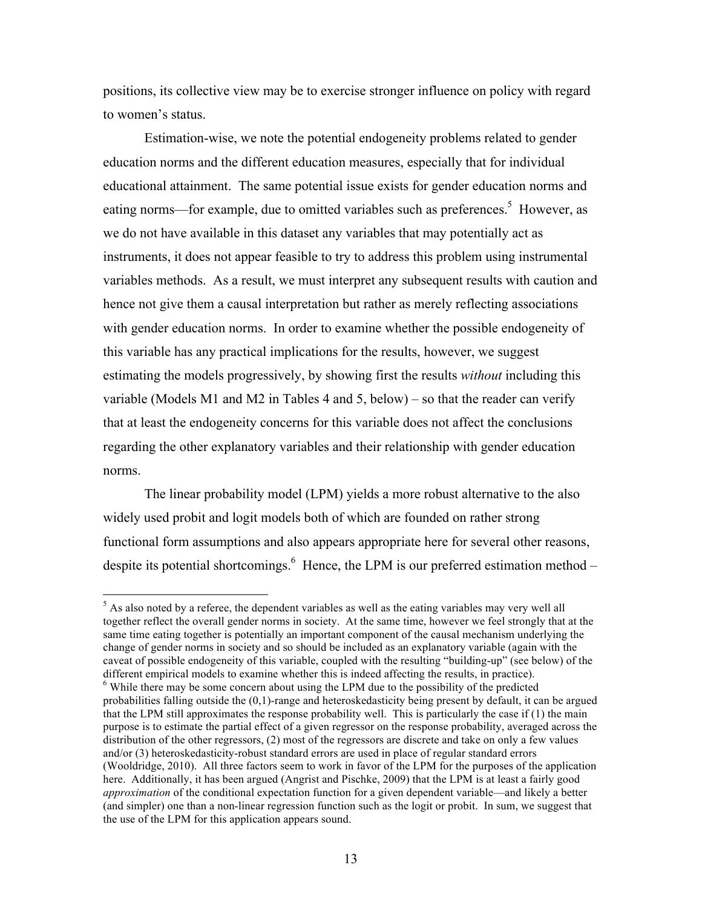positions, its collective view may be to exercise stronger influence on policy with regard to women's status.

Estimation-wise, we note the potential endogeneity problems related to gender education norms and the different education measures, especially that for individual educational attainment. The same potential issue exists for gender education norms and eating norms—for example, due to omitted variables such as preferences.[5] However, as we do not have available in this dataset any variables that may potentially act as instruments, it does not appear feasible to try to address this problem using instrumental variables methods. As a result, we must interpret any subsequent results with caution and hence not give them a causal interpretation but rather as merely reflecting associations with gender education norms. In order to examine whether the possible endogeneity of this variable has any practical implications for the results, however, we suggest estimating the models progressively, by showing first the results *without* including this variable (Models M1 and M2 in Tables 4 and 5, below) – so that the reader can verify that at least the endogeneity concerns for this variable does not affect the conclusions regarding the other explanatory variables and their relationship with gender education norms.

The linear probability model (LPM) yields a more robust alternative to the also widely used probit and logit models both of which are founded on rather strong functional form assumptions and also appears appropriate here for several other reasons, despite its potential shortcomings.[6] Hence, the LPM is our preferred estimation method –

---

[5] As also noted by a referee, the dependent variables as well as the eating variables may very well all together reflect the overall gender norms in society. At the same time, however we feel strongly that at the same time eating together is potentially an important component of the causal mechanism underlying the change of gender norms in society and so should be included as an explanatory variable (again with the caveat of possible endogeneity of this variable, coupled with the resulting "building-up" (see below) of the different empirical models to examine whether this is indeed affecting the results, in practice).

[6] While there may be some concern about using the LPM due to the possibility of the predicted probabilities falling outside the (0,1)-range and heteroskedasticity being present by default, it can be argued that the LPM still approximates the response probability well. This is particularly the case if (1) the main purpose is to estimate the partial effect of a given regressor on the response probability, averaged across the distribution of the other regressors, (2) most of the regressors are discrete and take on only a few values and/or (3) heteroskedasticity-robust standard errors are used in place of regular standard errors (Wooldridge, 2010). All three factors seem to work in favor of the LPM for the purposes of the application here. Additionally, it has been argued (Angrist and Pischke, 2009) that the LPM is at least a fairly good *approximation* of the conditional expectation function for a given dependent variable—and likely a better (and simpler) one than a non-linear regression function such as the logit or probit. In sum, we suggest that the use of the LPM for this application appears sound.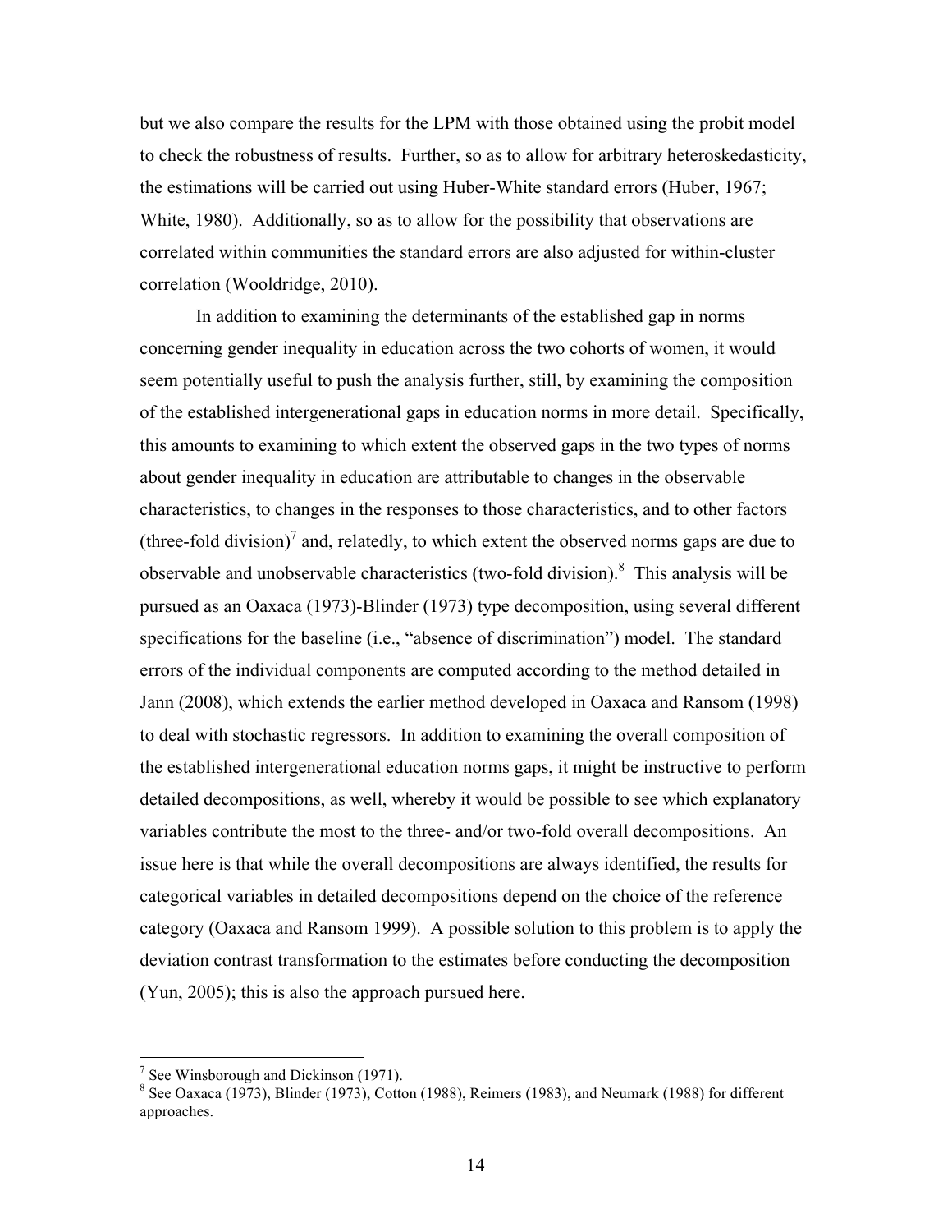but we also compare the results for the LPM with those obtained using the probit model to check the robustness of results. Further, so as to allow for arbitrary heteroskedasticity, the estimations will be carried out using Huber-White standard errors (Huber, 1967; White, 1980). Additionally, so as to allow for the possibility that observations are correlated within communities the standard errors are also adjusted for within-cluster correlation (Wooldridge, 2010).

In addition to examining the determinants of the established gap in norms concerning gender inequality in education across the two cohorts of women, it would seem potentially useful to push the analysis further, still, by examining the composition of the established intergenerational gaps in education norms in more detail. Specifically, this amounts to examining to which extent the observed gaps in the two types of norms about gender inequality in education are attributable to changes in the observable characteristics, to changes in the responses to those characteristics, and to other factors (three-fold division)[7] and, relatedly, to which extent the observed norms gaps are due to observable and unobservable characteristics (two-fold division).[8] This analysis will be pursued as an Oaxaca (1973)-Blinder (1973) type decomposition, using several different specifications for the baseline (i.e., "absence of discrimination") model. The standard errors of the individual components are computed according to the method detailed in Jann (2008), which extends the earlier method developed in Oaxaca and Ransom (1998) to deal with stochastic regressors. In addition to examining the overall composition of the established intergenerational education norms gaps, it might be instructive to perform detailed decompositions, as well, whereby it would be possible to see which explanatory variables contribute the most to the three- and/or two-fold overall decompositions. An issue here is that while the overall decompositions are always identified, the results for categorical variables in detailed decompositions depend on the choice of the reference category (Oaxaca and Ransom 1999). A possible solution to this problem is to apply the deviation contrast transformation to the estimates before conducting the decomposition (Yun, 2005); this is also the approach pursued here.

[7] See Winsborough and Dickinson (1971).

[8] See Oaxaca (1973), Blinder (1973), Cotton (1988), Reimers (1983), and Neumark (1988) for different approaches.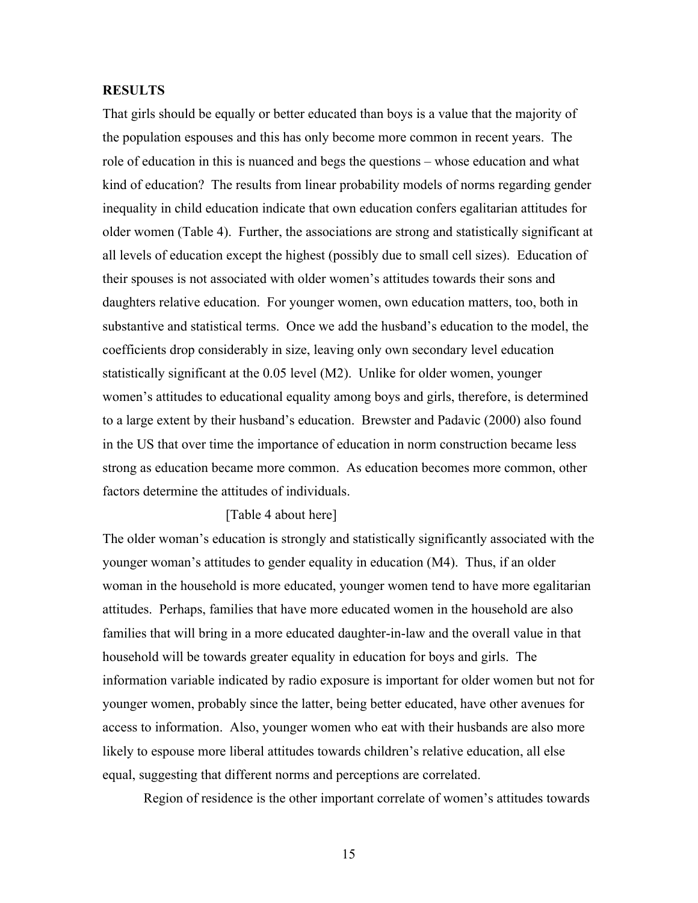## RESULTS

That girls should be equally or better educated than boys is a value that the majority of the population espouses and this has only become more common in recent years. The role of education in this is nuanced and begs the questions – whose education and what kind of education? The results from linear probability models of norms regarding gender inequality in child education indicate that own education confers egalitarian attitudes for older women (Table 4). Further, the associations are strong and statistically significant at all levels of education except the highest (possibly due to small cell sizes). Education of their spouses is not associated with older women's attitudes towards their sons and daughters relative education. For younger women, own education matters, too, both in substantive and statistical terms. Once we add the husband's education to the model, the coefficients drop considerably in size, leaving only own secondary level education statistically significant at the 0.05 level (M2). Unlike for older women, younger women's attitudes to educational equality among boys and girls, therefore, is determined to a large extent by their husband's education. Brewster and Padavic (2000) also found in the US that over time the importance of education in norm construction became less strong as education became more common. As education becomes more common, other factors determine the attitudes of individuals.

[Table 4 about here]

The older woman's education is strongly and statistically significantly associated with the younger woman's attitudes to gender equality in education (M4). Thus, if an older woman in the household is more educated, younger women tend to have more egalitarian attitudes. Perhaps, families that have more educated women in the household are also families that will bring in a more educated daughter-in-law and the overall value in that household will be towards greater equality in education for boys and girls. The information variable indicated by radio exposure is important for older women but not for younger women, probably since the latter, being better educated, have other avenues for access to information. Also, younger women who eat with their husbands are also more likely to espouse more liberal attitudes towards children's relative education, all else equal, suggesting that different norms and perceptions are correlated.

Region of residence is the other important correlate of women's attitudes towards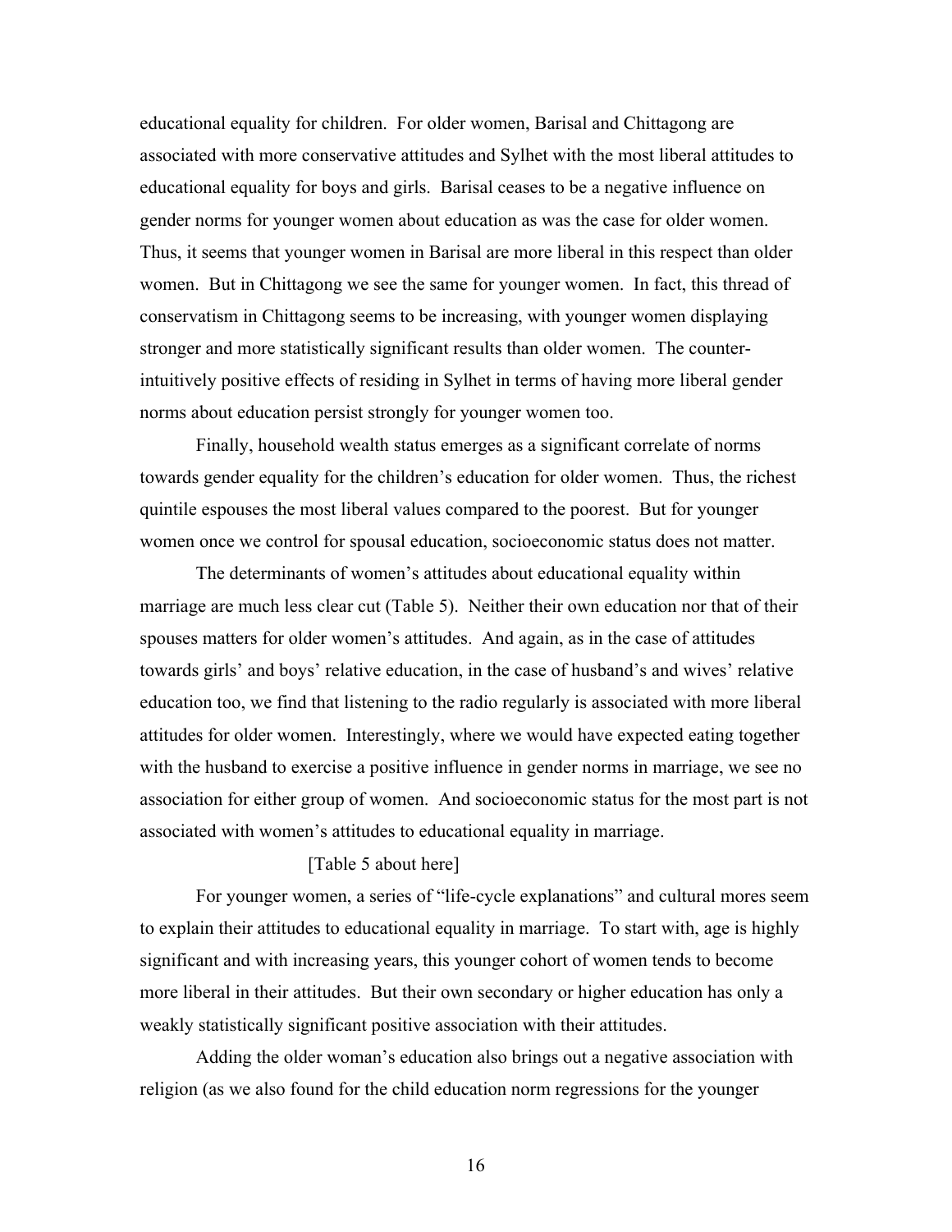educational equality for children. For older women, Barisal and Chittagong are associated with more conservative attitudes and Sylhet with the most liberal attitudes to educational equality for boys and girls. Barisal ceases to be a negative influence on gender norms for younger women about education as was the case for older women. Thus, it seems that younger women in Barisal are more liberal in this respect than older women. But in Chittagong we see the same for younger women. In fact, this thread of conservatism in Chittagong seems to be increasing, with younger women displaying stronger and more statistically significant results than older women. The counter-intuitively positive effects of residing in Sylhet in terms of having more liberal gender norms about education persist strongly for younger women too.

Finally, household wealth status emerges as a significant correlate of norms towards gender equality for the children's education for older women. Thus, the richest quintile espouses the most liberal values compared to the poorest. But for younger women once we control for spousal education, socioeconomic status does not matter.

The determinants of women's attitudes about educational equality within marriage are much less clear cut (Table 5). Neither their own education nor that of their spouses matters for older women's attitudes. And again, as in the case of attitudes towards girls' and boys' relative education, in the case of husband's and wives' relative education too, we find that listening to the radio regularly is associated with more liberal attitudes for older women. Interestingly, where we would have expected eating together with the husband to exercise a positive influence in gender norms in marriage, we see no association for either group of women. And socioeconomic status for the most part is not associated with women's attitudes to educational equality in marriage.

[Table 5 about here]

For younger women, a series of "life-cycle explanations" and cultural mores seem to explain their attitudes to educational equality in marriage. To start with, age is highly significant and with increasing years, this younger cohort of women tends to become more liberal in their attitudes. But their own secondary or higher education has only a weakly statistically significant positive association with their attitudes.

Adding the older woman's education also brings out a negative association with religion (as we also found for the child education norm regressions for the younger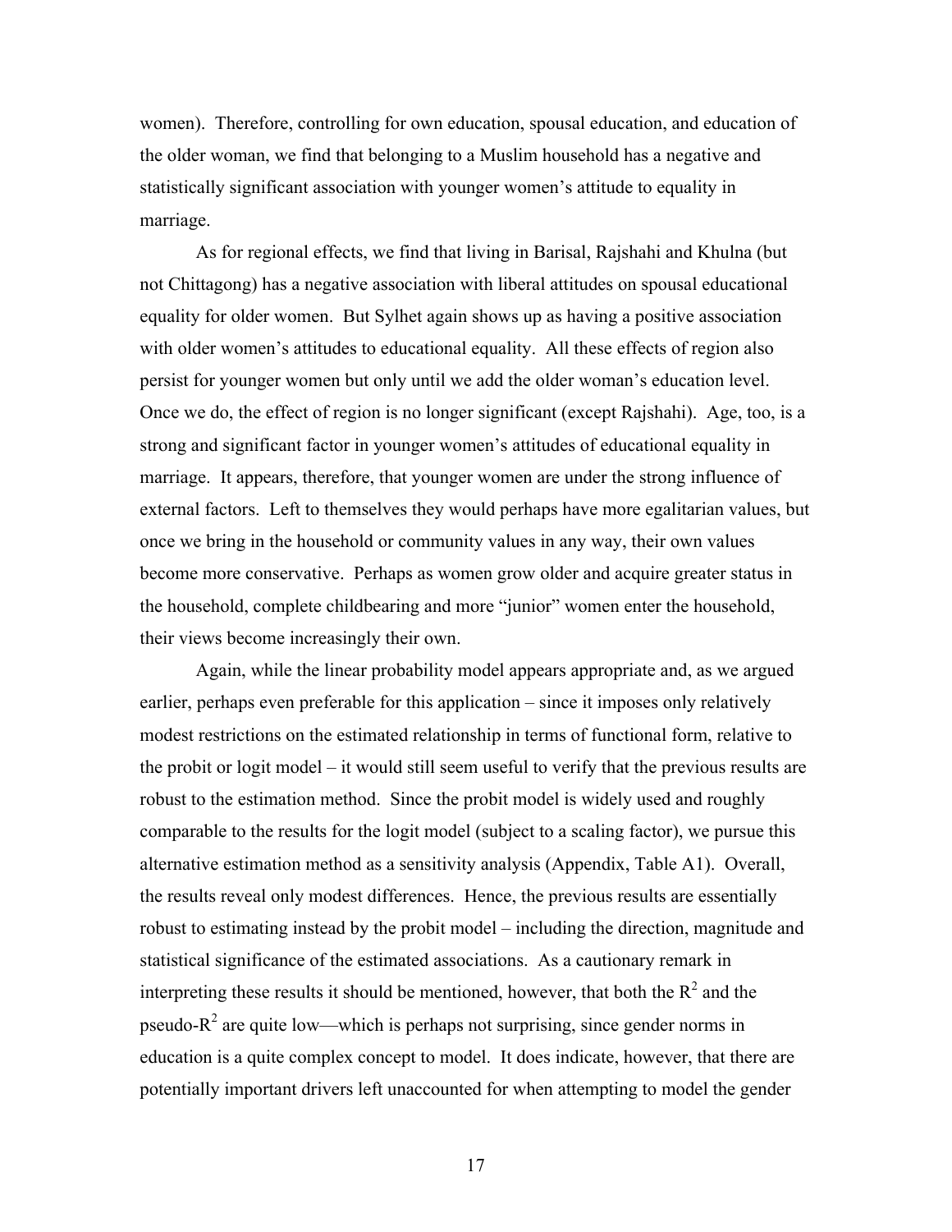women). Therefore, controlling for own education, spousal education, and education of the older woman, we find that belonging to a Muslim household has a negative and statistically significant association with younger women's attitude to equality in marriage.

As for regional effects, we find that living in Barisal, Rajshahi and Khulna (but not Chittagong) has a negative association with liberal attitudes on spousal educational equality for older women. But Sylhet again shows up as having a positive association with older women's attitudes to educational equality. All these effects of region also persist for younger women but only until we add the older woman's education level. Once we do, the effect of region is no longer significant (except Rajshahi). Age, too, is a strong and significant factor in younger women's attitudes of educational equality in marriage. It appears, therefore, that younger women are under the strong influence of external factors. Left to themselves they would perhaps have more egalitarian values, but once we bring in the household or community values in any way, their own values become more conservative. Perhaps as women grow older and acquire greater status in the household, complete childbearing and more "junior" women enter the household, their views become increasingly their own.

Again, while the linear probability model appears appropriate and, as we argued earlier, perhaps even preferable for this application – since it imposes only relatively modest restrictions on the estimated relationship in terms of functional form, relative to the probit or logit model – it would still seem useful to verify that the previous results are robust to the estimation method. Since the probit model is widely used and roughly comparable to the results for the logit model (subject to a scaling factor), we pursue this alternative estimation method as a sensitivity analysis (Appendix, Table A1). Overall, the results reveal only modest differences. Hence, the previous results are essentially robust to estimating instead by the probit model – including the direction, magnitude and statistical significance of the estimated associations. As a cautionary remark in interpreting these results it should be mentioned, however, that both the $R^2$ and the pseudo-$R^2$ are quite low—which is perhaps not surprising, since gender norms in education is a quite complex concept to model. It does indicate, however, that there are potentially important drivers left unaccounted for when attempting to model the gender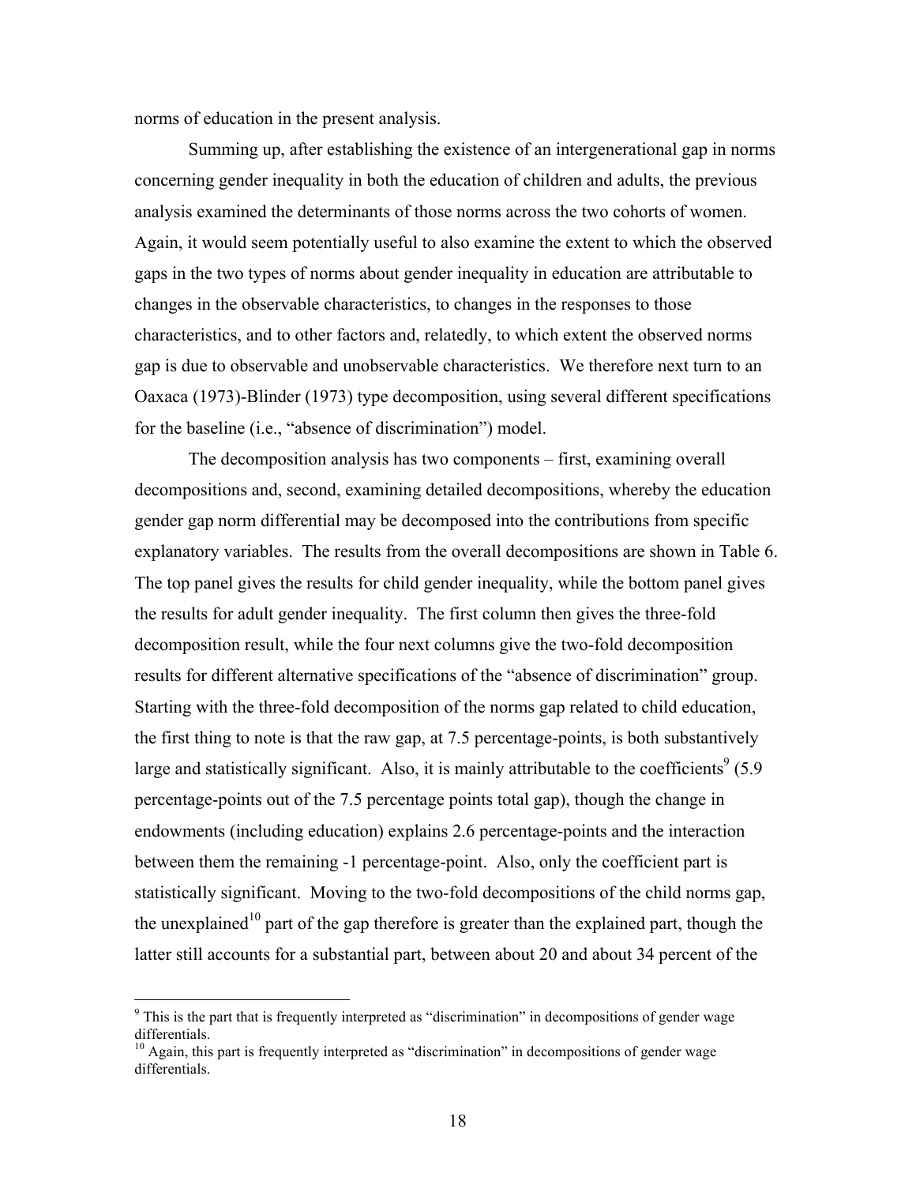norms of education in the present analysis.

Summing up, after establishing the existence of an intergenerational gap in norms concerning gender inequality in both the education of children and adults, the previous analysis examined the determinants of those norms across the two cohorts of women. Again, it would seem potentially useful to also examine the extent to which the observed gaps in the two types of norms about gender inequality in education are attributable to changes in the observable characteristics, to changes in the responses to those characteristics, and to other factors and, relatedly, to which extent the observed norms gap is due to observable and unobservable characteristics. We therefore next turn to an Oaxaca (1973)-Blinder (1973) type decomposition, using several different specifications for the baseline (i.e., "absence of discrimination") model.

The decomposition analysis has two components – first, examining overall decompositions and, second, examining detailed decompositions, whereby the education gender gap norm differential may be decomposed into the contributions from specific explanatory variables. The results from the overall decompositions are shown in Table 6. The top panel gives the results for child gender inequality, while the bottom panel gives the results for adult gender inequality. The first column then gives the three-fold decomposition result, while the four next columns give the two-fold decomposition results for different alternative specifications of the "absence of discrimination" group. Starting with the three-fold decomposition of the norms gap related to child education, the first thing to note is that the raw gap, at 7.5 percentage-points, is both substantively large and statistically significant. Also, it is mainly attributable to the coefficients[9] (5.9 percentage-points out of the 7.5 percentage points total gap), though the change in endowments (including education) explains 2.6 percentage-points and the interaction between them the remaining -1 percentage-point. Also, only the coefficient part is statistically significant. Moving to the two-fold decompositions of the child norms gap, the unexplained[10] part of the gap therefore is greater than the explained part, though the latter still accounts for a substantial part, between about 20 and about 34 percent of the

[9] This is the part that is frequently interpreted as "discrimination" in decompositions of gender wage differentials.

[10] Again, this part is frequently interpreted as "discrimination" in decompositions of gender wage differentials.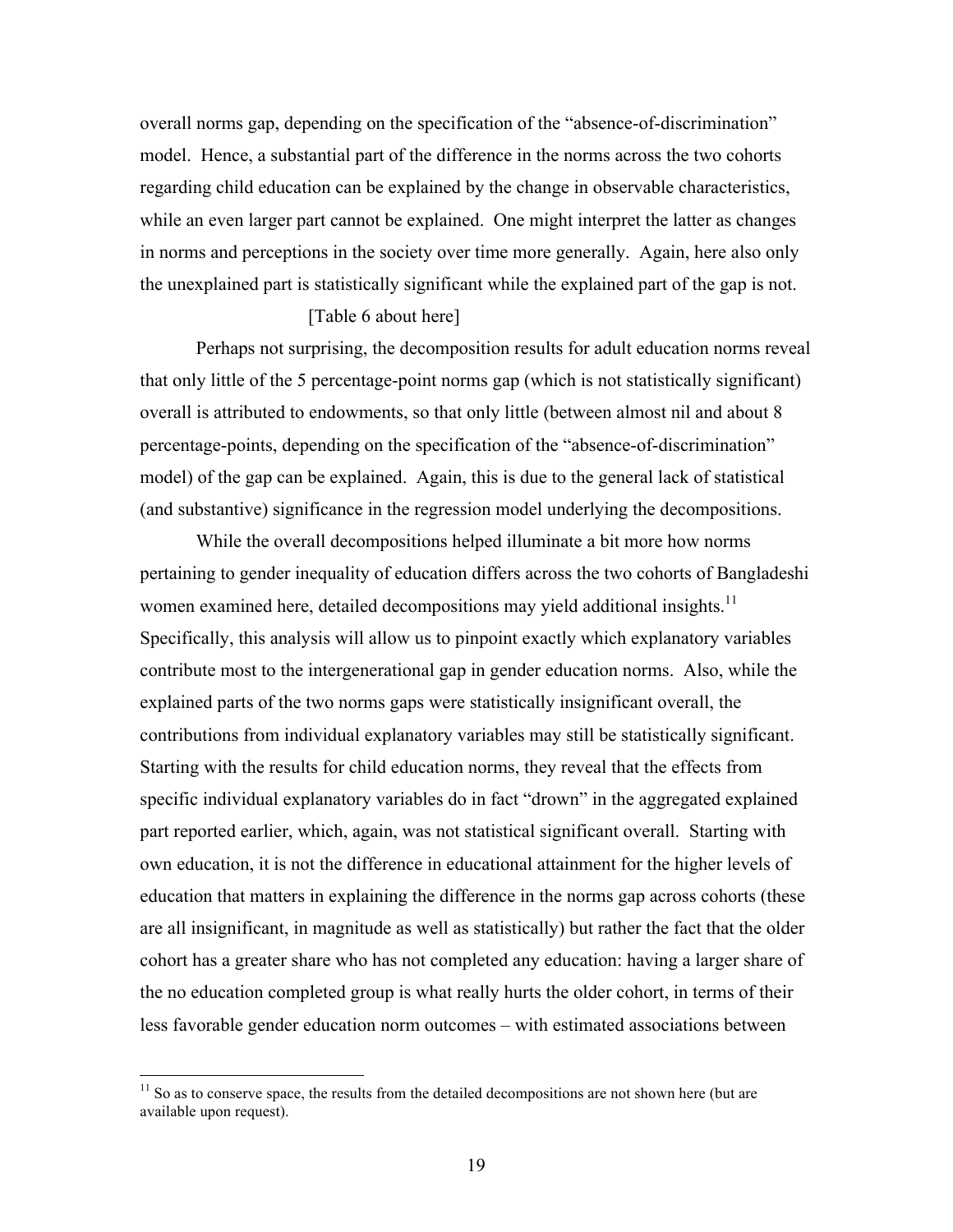overall norms gap, depending on the specification of the "absence-of-discrimination" model. Hence, a substantial part of the difference in the norms across the two cohorts regarding child education can be explained by the change in observable characteristics, while an even larger part cannot be explained. One might interpret the latter as changes in norms and perceptions in the society over time more generally. Again, here also only the unexplained part is statistically significant while the explained part of the gap is not.

[Table 6 about here]

Perhaps not surprising, the decomposition results for adult education norms reveal that only little of the 5 percentage-point norms gap (which is not statistically significant) overall is attributed to endowments, so that only little (between almost nil and about 8 percentage-points, depending on the specification of the "absence-of-discrimination" model) of the gap can be explained. Again, this is due to the general lack of statistical (and substantive) significance in the regression model underlying the decompositions.

While the overall decompositions helped illuminate a bit more how norms pertaining to gender inequality of education differs across the two cohorts of Bangladeshi women examined here, detailed decompositions may yield additional insights.[11] Specifically, this analysis will allow us to pinpoint exactly which explanatory variables contribute most to the intergenerational gap in gender education norms. Also, while the explained parts of the two norms gaps were statistically insignificant overall, the contributions from individual explanatory variables may still be statistically significant. Starting with the results for child education norms, they reveal that the effects from specific individual explanatory variables do in fact "drown" in the aggregated explained part reported earlier, which, again, was not statistical significant overall. Starting with own education, it is not the difference in educational attainment for the higher levels of education that matters in explaining the difference in the norms gap across cohorts (these are all insignificant, in magnitude as well as statistically) but rather the fact that the older cohort has a greater share who has not completed any education: having a larger share of the no education completed group is what really hurts the older cohort, in terms of their less favorable gender education norm outcomes – with estimated associations between

[11] So as to conserve space, the results from the detailed decompositions are not shown here (but are available upon request).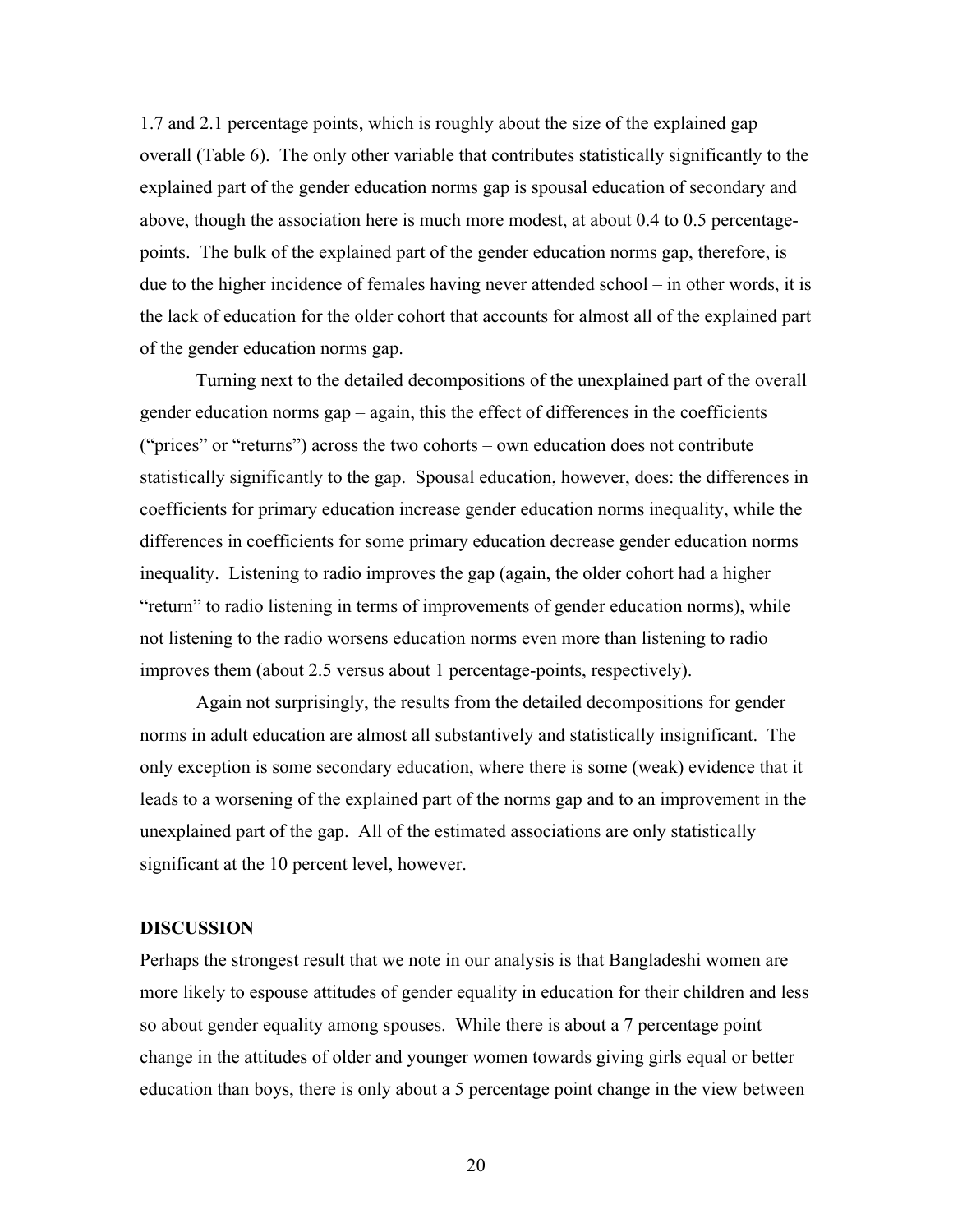1.7 and 2.1 percentage points, which is roughly about the size of the explained gap overall (Table 6). The only other variable that contributes statistically significantly to the explained part of the gender education norms gap is spousal education of secondary and above, though the association here is much more modest, at about 0.4 to 0.5 percentage-points. The bulk of the explained part of the gender education norms gap, therefore, is due to the higher incidence of females having never attended school – in other words, it is the lack of education for the older cohort that accounts for almost all of the explained part of the gender education norms gap.

Turning next to the detailed decompositions of the unexplained part of the overall gender education norms gap – again, this the effect of differences in the coefficients ("prices" or "returns") across the two cohorts – own education does not contribute statistically significantly to the gap. Spousal education, however, does: the differences in coefficients for primary education increase gender education norms inequality, while the differences in coefficients for some primary education decrease gender education norms inequality. Listening to radio improves the gap (again, the older cohort had a higher "return" to radio listening in terms of improvements of gender education norms), while not listening to the radio worsens education norms even more than listening to radio improves them (about 2.5 versus about 1 percentage-points, respectively).

Again not surprisingly, the results from the detailed decompositions for gender norms in adult education are almost all substantively and statistically insignificant. The only exception is some secondary education, where there is some (weak) evidence that it leads to a worsening of the explained part of the norms gap and to an improvement in the unexplained part of the gap. All of the estimated associations are only statistically significant at the 10 percent level, however.

## DISCUSSION

Perhaps the strongest result that we note in our analysis is that Bangladeshi women are more likely to espouse attitudes of gender equality in education for their children and less so about gender equality among spouses. While there is about a 7 percentage point change in the attitudes of older and younger women towards giving girls equal or better education than boys, there is only about a 5 percentage point change in the view between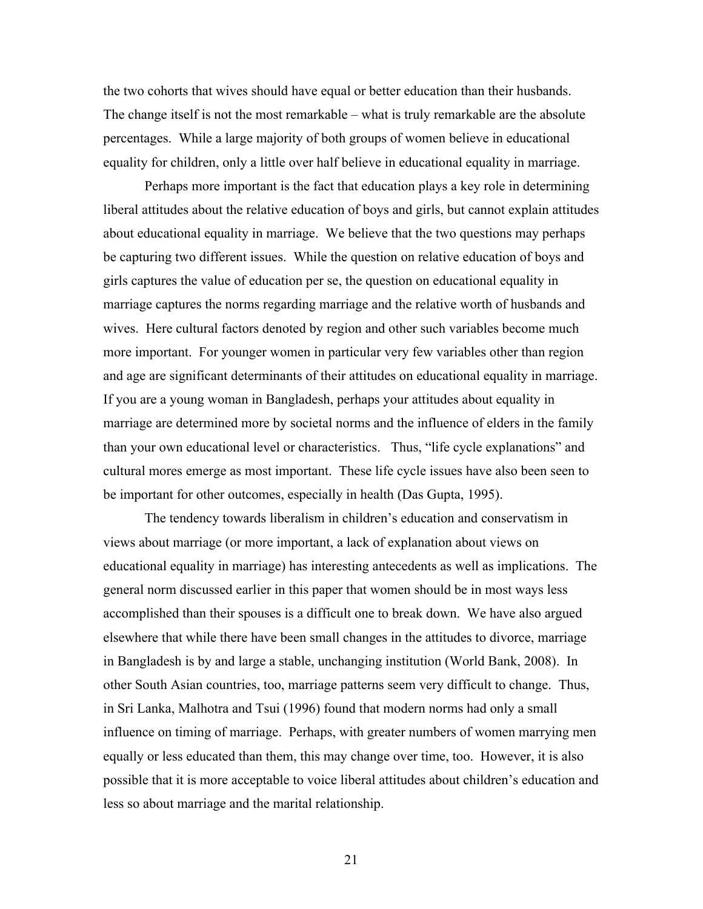the two cohorts that wives should have equal or better education than their husbands. The change itself is not the most remarkable – what is truly remarkable are the absolute percentages. While a large majority of both groups of women believe in educational equality for children, only a little over half believe in educational equality in marriage.

Perhaps more important is the fact that education plays a key role in determining liberal attitudes about the relative education of boys and girls, but cannot explain attitudes about educational equality in marriage. We believe that the two questions may perhaps be capturing two different issues. While the question on relative education of boys and girls captures the value of education per se, the question on educational equality in marriage captures the norms regarding marriage and the relative worth of husbands and wives. Here cultural factors denoted by region and other such variables become much more important. For younger women in particular very few variables other than region and age are significant determinants of their attitudes on educational equality in marriage. If you are a young woman in Bangladesh, perhaps your attitudes about equality in marriage are determined more by societal norms and the influence of elders in the family than your own educational level or characteristics. Thus, "life cycle explanations" and cultural mores emerge as most important. These life cycle issues have also been seen to be important for other outcomes, especially in health (Das Gupta, 1995).

The tendency towards liberalism in children's education and conservatism in views about marriage (or more important, a lack of explanation about views on educational equality in marriage) has interesting antecedents as well as implications. The general norm discussed earlier in this paper that women should be in most ways less accomplished than their spouses is a difficult one to break down. We have also argued elsewhere that while there have been small changes in the attitudes to divorce, marriage in Bangladesh is by and large a stable, unchanging institution (World Bank, 2008). In other South Asian countries, too, marriage patterns seem very difficult to change. Thus, in Sri Lanka, Malhotra and Tsui (1996) found that modern norms had only a small influence on timing of marriage. Perhaps, with greater numbers of women marrying men equally or less educated than them, this may change over time, too. However, it is also possible that it is more acceptable to voice liberal attitudes about children's education and less so about marriage and the marital relationship.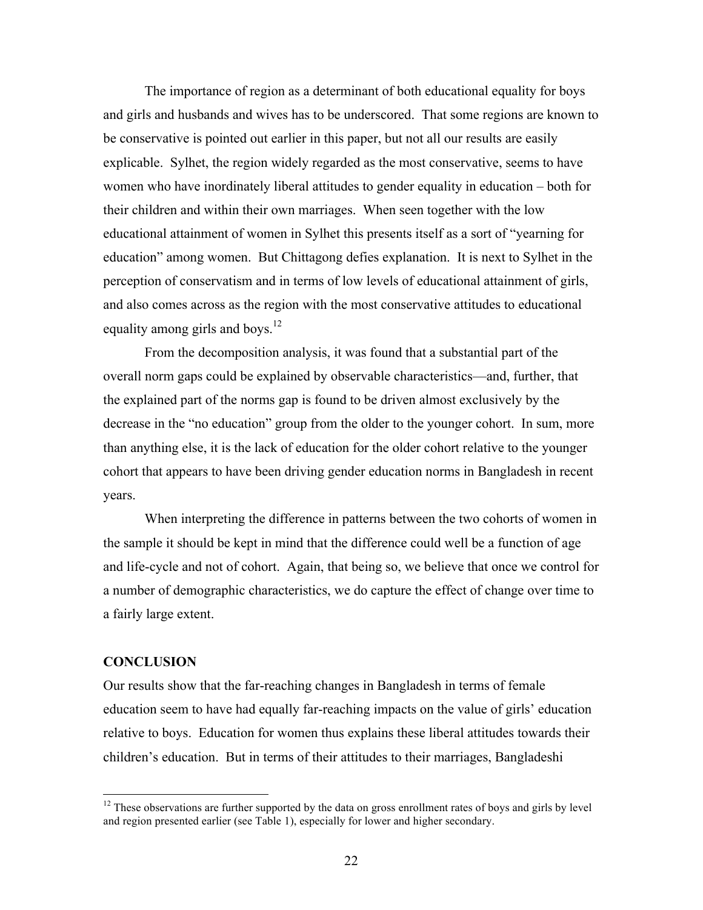The importance of region as a determinant of both educational equality for boys and girls and husbands and wives has to be underscored. That some regions are known to be conservative is pointed out earlier in this paper, but not all our results are easily explicable. Sylhet, the region widely regarded as the most conservative, seems to have women who have inordinately liberal attitudes to gender equality in education – both for their children and within their own marriages. When seen together with the low educational attainment of women in Sylhet this presents itself as a sort of "yearning for education" among women. But Chittagong defies explanation. It is next to Sylhet in the perception of conservatism and in terms of low levels of educational attainment of girls, and also comes across as the region with the most conservative attitudes to educational equality among girls and boys.[12]

From the decomposition analysis, it was found that a substantial part of the overall norm gaps could be explained by observable characteristics—and, further, that the explained part of the norms gap is found to be driven almost exclusively by the decrease in the "no education" group from the older to the younger cohort. In sum, more than anything else, it is the lack of education for the older cohort relative to the younger cohort that appears to have been driving gender education norms in Bangladesh in recent years.

When interpreting the difference in patterns between the two cohorts of women in the sample it should be kept in mind that the difference could well be a function of age and life-cycle and not of cohort. Again, that being so, we believe that once we control for a number of demographic characteristics, we do capture the effect of change over time to a fairly large extent.

## CONCLUSION

Our results show that the far-reaching changes in Bangladesh in terms of female education seem to have had equally far-reaching impacts on the value of girls' education relative to boys. Education for women thus explains these liberal attitudes towards their children's education. But in terms of their attitudes to their marriages, Bangladeshi

[12] These observations are further supported by the data on gross enrollment rates of boys and girls by level and region presented earlier (see Table 1), especially for lower and higher secondary.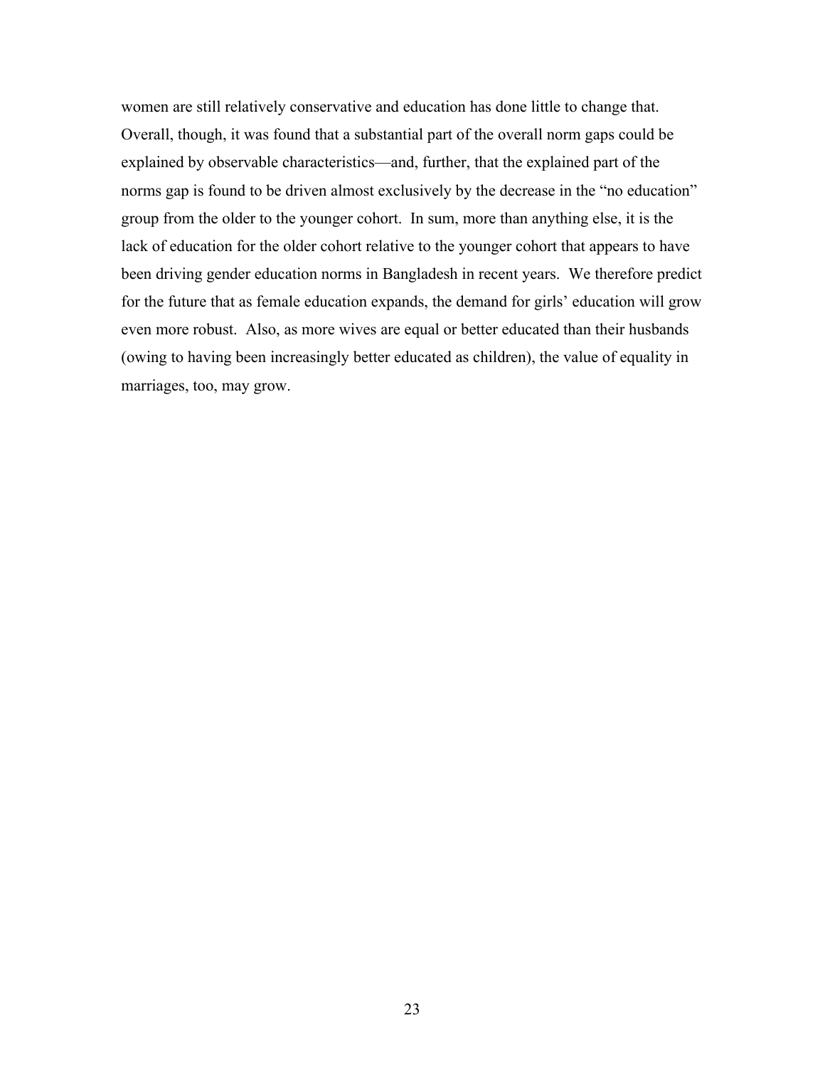women are still relatively conservative and education has done little to change that. Overall, though, it was found that a substantial part of the overall norm gaps could be explained by observable characteristics—and, further, that the explained part of the norms gap is found to be driven almost exclusively by the decrease in the "no education" group from the older to the younger cohort. In sum, more than anything else, it is the lack of education for the older cohort relative to the younger cohort that appears to have been driving gender education norms in Bangladesh in recent years. We therefore predict for the future that as female education expands, the demand for girls' education will grow even more robust. Also, as more wives are equal or better educated than their husbands (owing to having been increasingly better educated as children), the value of equality in marriages, too, may grow.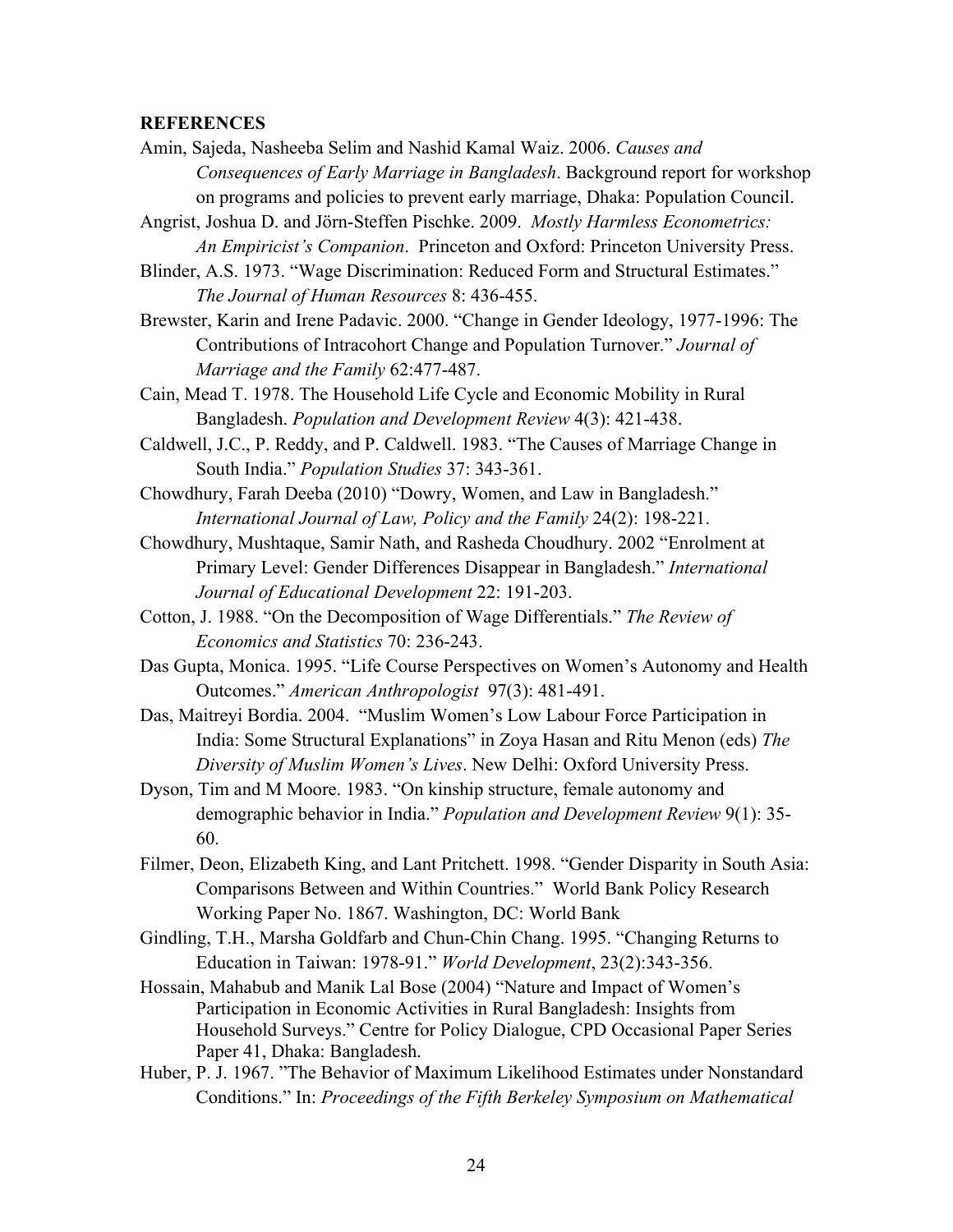**REFERENCES**

Amin, Sajeda, Nasheeba Selim and Nashid Kamal Waiz. 2006. *Causes and Consequences of Early Marriage in Bangladesh*. Background report for workshop on programs and policies to prevent early marriage, Dhaka: Population Council.

Angrist, Joshua D. and Jörn-Steffen Pischke. 2009. *Mostly Harmless Econometrics: An Empiricist's Companion*. Princeton and Oxford: Princeton University Press.

Blinder, A.S. 1973. "Wage Discrimination: Reduced Form and Structural Estimates." *The Journal of Human Resources* 8: 436-455.

Brewster, Karin and Irene Padavic. 2000. "Change in Gender Ideology, 1977-1996: The Contributions of Intracohort Change and Population Turnover." *Journal of Marriage and the Family* 62:477-487.

Cain, Mead T. 1978. The Household Life Cycle and Economic Mobility in Rural Bangladesh. *Population and Development Review* 4(3): 421-438.

Caldwell, J.C., P. Reddy, and P. Caldwell. 1983. "The Causes of Marriage Change in South India." *Population Studies* 37: 343-361.

Chowdhury, Farah Deeba (2010) "Dowry, Women, and Law in Bangladesh." *International Journal of Law, Policy and the Family* 24(2): 198-221.

Chowdhury, Mushtaque, Samir Nath, and Rasheda Choudhury. 2002 "Enrolment at Primary Level: Gender Differences Disappear in Bangladesh." *International Journal of Educational Development* 22: 191-203.

Cotton, J. 1988. "On the Decomposition of Wage Differentials." *The Review of Economics and Statistics* 70: 236-243.

Das Gupta, Monica. 1995. "Life Course Perspectives on Women's Autonomy and Health Outcomes." *American Anthropologist* 97(3): 481-491.

Das, Maitreyi Bordia. 2004. "Muslim Women's Low Labour Force Participation in India: Some Structural Explanations" in Zoya Hasan and Ritu Menon (eds) *The Diversity of Muslim Women's Lives*. New Delhi: Oxford University Press.

Dyson, Tim and M Moore. 1983. "On kinship structure, female autonomy and demographic behavior in India." *Population and Development Review* 9(1): 35-60.

Filmer, Deon, Elizabeth King, and Lant Pritchett. 1998. "Gender Disparity in South Asia: Comparisons Between and Within Countries." World Bank Policy Research Working Paper No. 1867. Washington, DC: World Bank

Gindling, T.H., Marsha Goldfarb and Chun-Chin Chang. 1995. "Changing Returns to Education in Taiwan: 1978-91." *World Development*, 23(2):343-356.

Hossain, Mahabub and Manik Lal Bose (2004) "Nature and Impact of Women's Participation in Economic Activities in Rural Bangladesh: Insights from Household Surveys." Centre for Policy Dialogue, CPD Occasional Paper Series Paper 41, Dhaka: Bangladesh.

Huber, P. J. 1967. "The Behavior of Maximum Likelihood Estimates under Nonstandard Conditions." In: *Proceedings of the Fifth Berkeley Symposium on Mathematical*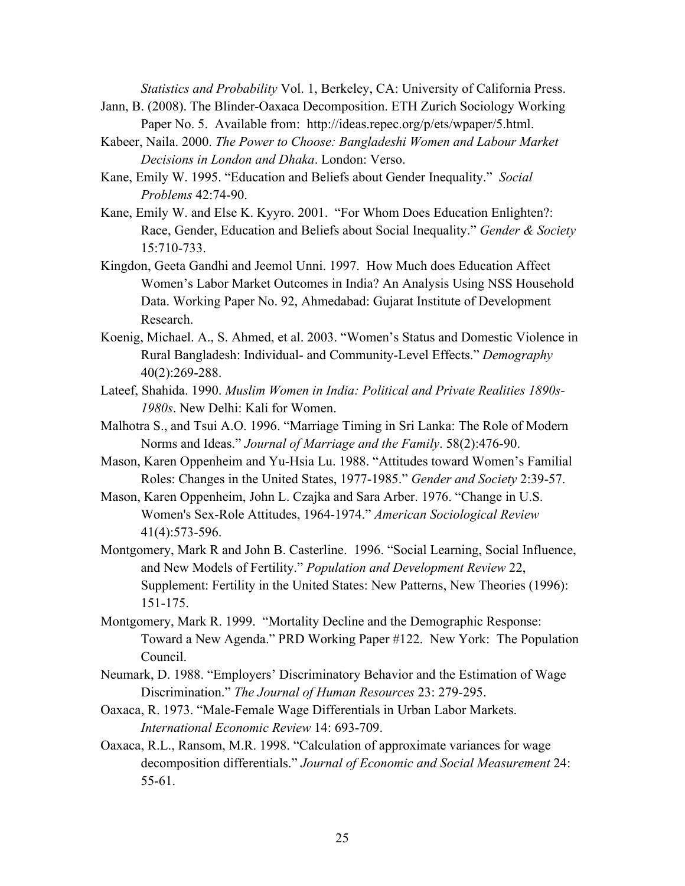*Statistics and Probability* Vol. 1, Berkeley, CA: University of California Press.

Jann, B. (2008). The Blinder-Oaxaca Decomposition. ETH Zurich Sociology Working Paper No. 5. Available from: http://ideas.repec.org/p/ets/wpaper/5.html.

Kabeer, Naila. 2000. *The Power to Choose: Bangladeshi Women and Labour Market Decisions in London and Dhaka*. London: Verso.

Kane, Emily W. 1995. "Education and Beliefs about Gender Inequality." *Social Problems* 42:74-90.

Kane, Emily W. and Else K. Kyyro. 2001. "For Whom Does Education Enlighten?: Race, Gender, Education and Beliefs about Social Inequality." *Gender & Society* 15:710-733.

Kingdon, Geeta Gandhi and Jeemol Unni. 1997. How Much does Education Affect Women's Labor Market Outcomes in India? An Analysis Using NSS Household Data. Working Paper No. 92, Ahmedabad: Gujarat Institute of Development Research.

Koenig, Michael. A., S. Ahmed, et al. 2003. "Women's Status and Domestic Violence in Rural Bangladesh: Individual- and Community-Level Effects." *Demography* 40(2):269-288.

Lateef, Shahida. 1990. *Muslim Women in India: Political and Private Realities 1890s-1980s*. New Delhi: Kali for Women.

Malhotra S., and Tsui A.O. 1996. "Marriage Timing in Sri Lanka: The Role of Modern Norms and Ideas." *Journal of Marriage and the Family*. 58(2):476-90.

Mason, Karen Oppenheim and Yu-Hsia Lu. 1988. "Attitudes toward Women's Familial Roles: Changes in the United States, 1977-1985." *Gender and Society* 2:39-57.

Mason, Karen Oppenheim, John L. Czajka and Sara Arber. 1976. "Change in U.S. Women's Sex-Role Attitudes, 1964-1974." *American Sociological Review* 41(4):573-596.

Montgomery, Mark R and John B. Casterline. 1996. "Social Learning, Social Influence, and New Models of Fertility." *Population and Development Review* 22, Supplement: Fertility in the United States: New Patterns, New Theories (1996): 151-175.

Montgomery, Mark R. 1999. "Mortality Decline and the Demographic Response: Toward a New Agenda." PRD Working Paper #122. New York: The Population Council.

Neumark, D. 1988. "Employers' Discriminatory Behavior and the Estimation of Wage Discrimination." *The Journal of Human Resources* 23: 279-295.

Oaxaca, R. 1973. "Male-Female Wage Differentials in Urban Labor Markets. *International Economic Review* 14: 693-709.

Oaxaca, R.L., Ransom, M.R. 1998. "Calculation of approximate variances for wage decomposition differentials." *Journal of Economic and Social Measurement* 24: 55-61.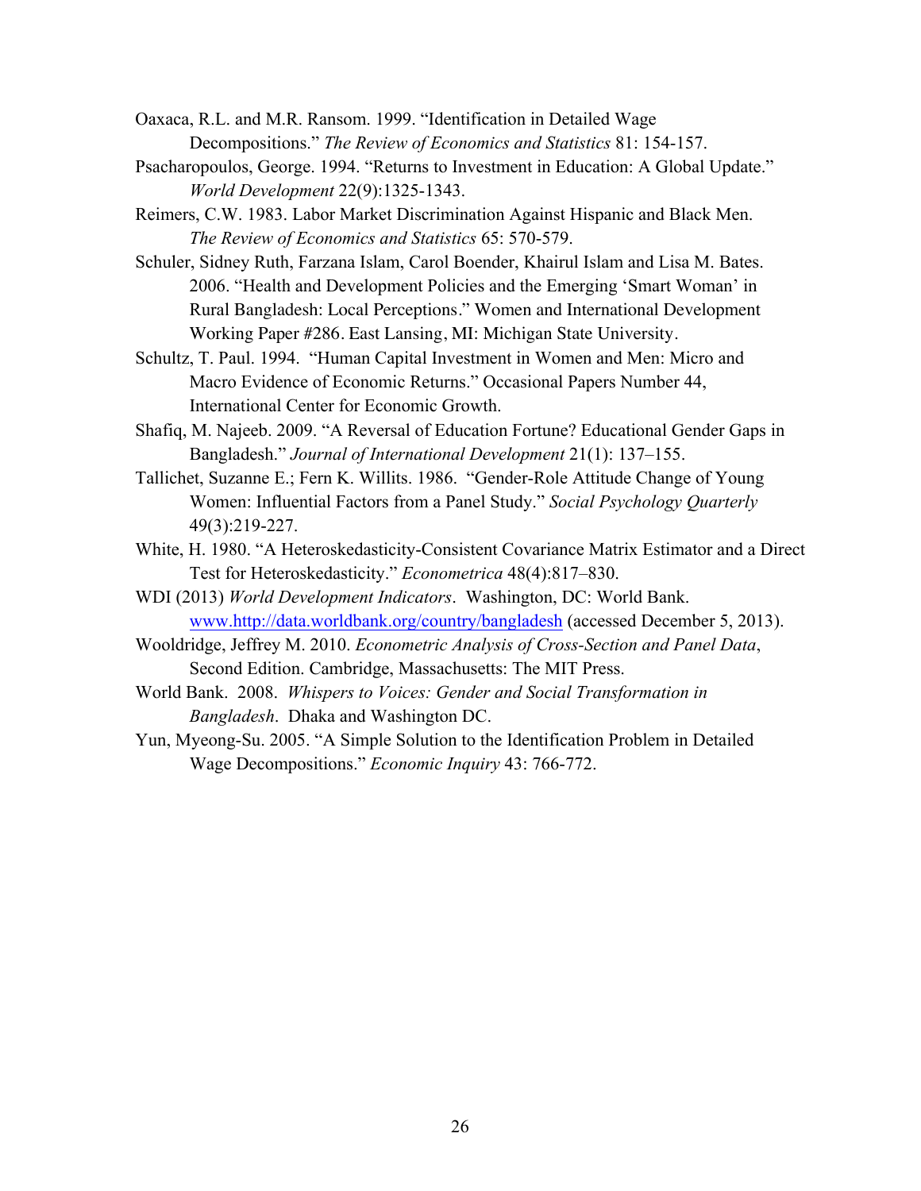Oaxaca, R.L. and M.R. Ransom. 1999. "Identification in Detailed Wage Decompositions." *The Review of Economics and Statistics* 81: 154-157.

Psacharopoulos, George. 1994. "Returns to Investment in Education: A Global Update." *World Development* 22(9):1325-1343.

Reimers, C.W. 1983. Labor Market Discrimination Against Hispanic and Black Men. *The Review of Economics and Statistics* 65: 570-579.

Schuler, Sidney Ruth, Farzana Islam, Carol Boender, Khairul Islam and Lisa M. Bates. 2006. "Health and Development Policies and the Emerging 'Smart Woman' in Rural Bangladesh: Local Perceptions." Women and International Development Working Paper #286. East Lansing, MI: Michigan State University.

Schultz, T. Paul. 1994. "Human Capital Investment in Women and Men: Micro and Macro Evidence of Economic Returns." Occasional Papers Number 44, International Center for Economic Growth.

Shafiq, M. Najeeb. 2009. "A Reversal of Education Fortune? Educational Gender Gaps in Bangladesh." *Journal of International Development* 21(1): 137–155.

Tallichet, Suzanne E.; Fern K. Willits. 1986. "Gender-Role Attitude Change of Young Women: Influential Factors from a Panel Study." *Social Psychology Quarterly* 49(3):219-227.

White, H. 1980. "A Heteroskedasticity-Consistent Covariance Matrix Estimator and a Direct Test for Heteroskedasticity." *Econometrica* 48(4):817–830.

WDI (2013) *World Development Indicators*. Washington, DC: World Bank. www.http://data.worldbank.org/country/bangladesh (accessed December 5, 2013).

Wooldridge, Jeffrey M. 2010. *Econometric Analysis of Cross-Section and Panel Data*, Second Edition. Cambridge, Massachusetts: The MIT Press.

World Bank. 2008. *Whispers to Voices: Gender and Social Transformation in Bangladesh*. Dhaka and Washington DC.

Yun, Myeong-Su. 2005. "A Simple Solution to the Identification Problem in Detailed Wage Decompositions." *Economic Inquiry* 43: 766-772.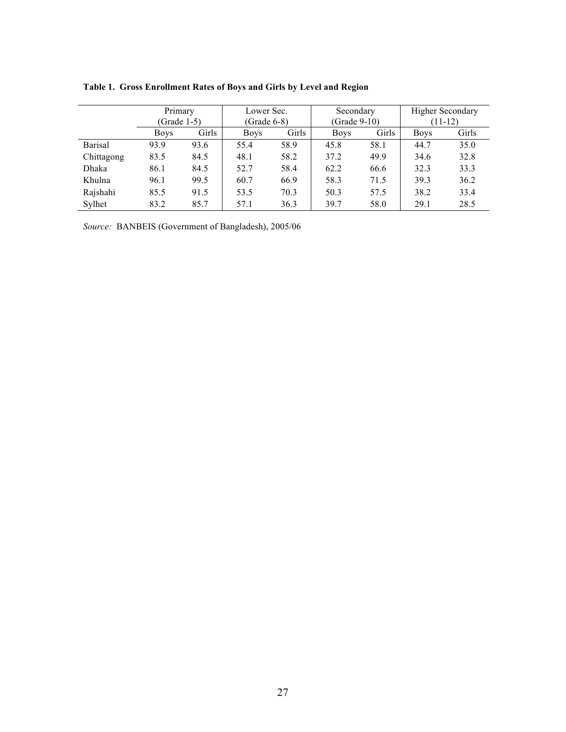**Table 1. Gross Enrollment Rates of Boys and Girls by Level and Region**

| | Primary (Grade 1-5) | | Lower Sec. (Grade 6-8) | | Secondary (Grade 9-10) | | Higher Secondary (11-12) | |
|---|---|---|---|---|---|---|---|---|
| | Boys | Girls | Boys | Girls | Boys | Girls | Boys | Girls |
| Barisal | 93.9 | 93.6 | 55.4 | 58.9 | 45.8 | 58.1 | 44.7 | 35.0 |
| Chittagong | 83.5 | 84.5 | 48.1 | 58.2 | 37.2 | 49.9 | 34.6 | 32.8 |
| Dhaka | 86.1 | 84.5 | 52.7 | 58.4 | 62.2 | 66.6 | 32.3 | 33.3 |
| Khulna | 96.1 | 99.5 | 60.7 | 66.9 | 58.3 | 71.5 | 39.3 | 36.2 |
| Rajshahi | 85.5 | 91.5 | 53.5 | 70.3 | 50.3 | 57.5 | 38.2 | 33.4 |
| Sylhet | 83.2 | 85.7 | 57.1 | 36.3 | 39.7 | 58.0 | 29.1 | 28.5 |

*Source:* BANBEIS (Government of Bangladesh), 2005/06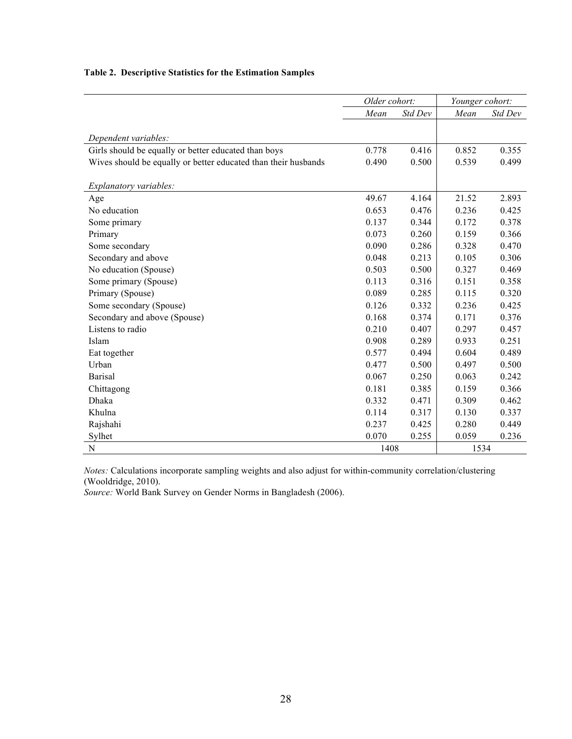**Table 2. Descriptive Statistics for the Estimation Samples**

| | *Older cohort:* | | *Younger cohort:* | |
|---|---|---|---|---|
| | *Mean* | *Std Dev* | *Mean* | *Std Dev* |
| *Dependent variables:* | | | | |
| Girls should be equally or better educated than boys | 0.778 | 0.416 | 0.852 | 0.355 |
| Wives should be equally or better educated than their husbands | 0.490 | 0.500 | 0.539 | 0.499 |
| *Explanatory variables:* | | | | |
| Age | 49.67 | 4.164 | 21.52 | 2.893 |
| No education | 0.653 | 0.476 | 0.236 | 0.425 |
| Some primary | 0.137 | 0.344 | 0.172 | 0.378 |
| Primary | 0.073 | 0.260 | 0.159 | 0.366 |
| Some secondary | 0.090 | 0.286 | 0.328 | 0.470 |
| Secondary and above | 0.048 | 0.213 | 0.105 | 0.306 |
| No education (Spouse) | 0.503 | 0.500 | 0.327 | 0.469 |
| Some primary (Spouse) | 0.113 | 0.316 | 0.151 | 0.358 |
| Primary (Spouse) | 0.089 | 0.285 | 0.115 | 0.320 |
| Some secondary (Spouse) | 0.126 | 0.332 | 0.236 | 0.425 |
| Secondary and above (Spouse) | 0.168 | 0.374 | 0.171 | 0.376 |
| Listens to radio | 0.210 | 0.407 | 0.297 | 0.457 |
| Islam | 0.908 | 0.289 | 0.933 | 0.251 |
| Eat together | 0.577 | 0.494 | 0.604 | 0.489 |
| Urban | 0.477 | 0.500 | 0.497 | 0.500 |
| Barisal | 0.067 | 0.250 | 0.063 | 0.242 |
| Chittagong | 0.181 | 0.385 | 0.159 | 0.366 |
| Dhaka | 0.332 | 0.471 | 0.309 | 0.462 |
| Khulna | 0.114 | 0.317 | 0.130 | 0.337 |
| Rajshahi | 0.237 | 0.425 | 0.280 | 0.449 |
| Sylhet | 0.070 | 0.255 | 0.059 | 0.236 |
| N | 1408 | | 1534 | |

*Notes:* Calculations incorporate sampling weights and also adjust for within-community correlation/clustering (Wooldridge, 2010).
*Source:* World Bank Survey on Gender Norms in Bangladesh (2006).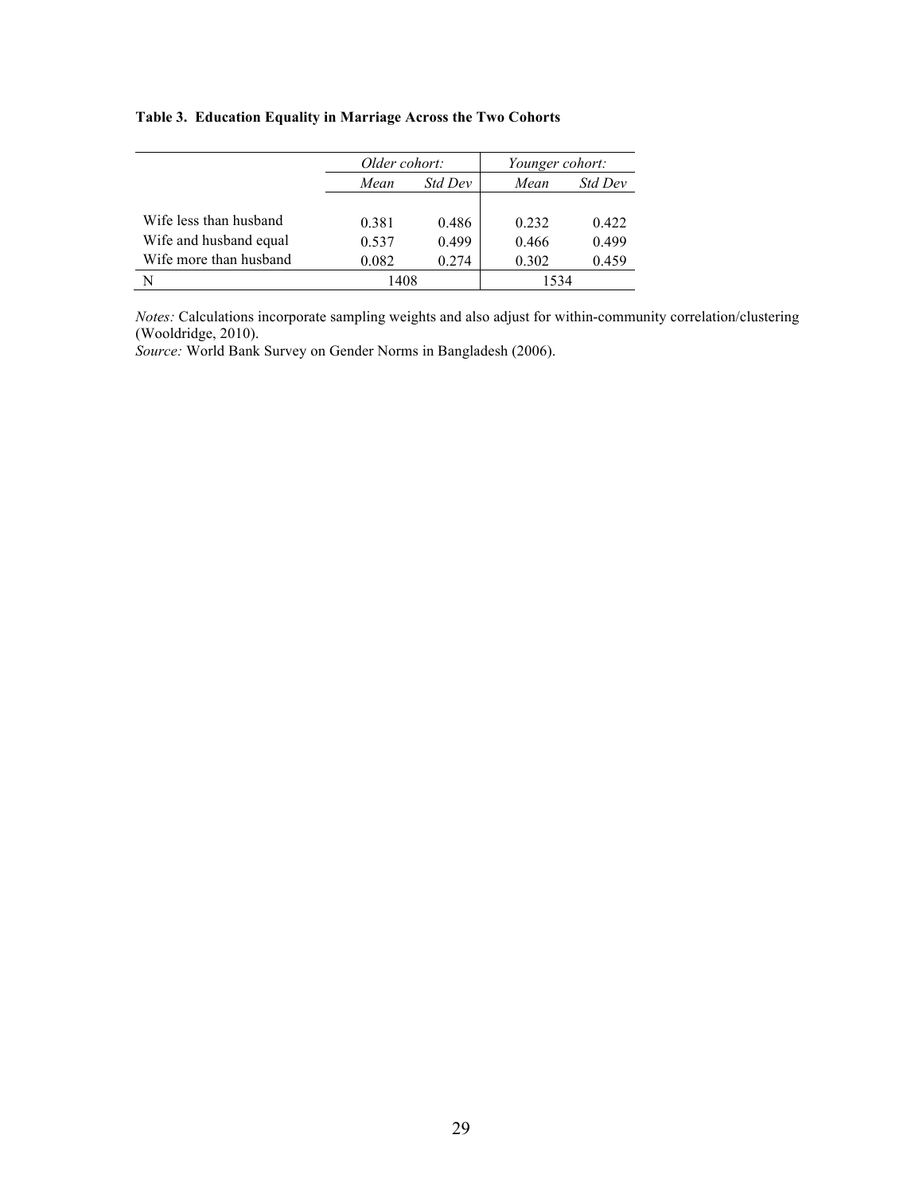**Table 3. Education Equality in Marriage Across the Two Cohorts**

| | *Older cohort:* | | *Younger cohort:* | |
|---|---|---|---|---|
| | *Mean* | *Std Dev* | *Mean* | *Std Dev* |
| Wife less than husband | 0.381 | 0.486 | 0.232 | 0.422 |
| Wife and husband equal | 0.537 | 0.499 | 0.466 | 0.499 |
| Wife more than husband | 0.082 | 0.274 | 0.302 | 0.459 |
| N | 1408 | | 1534 | |

*Notes:* Calculations incorporate sampling weights and also adjust for within-community correlation/clustering (Wooldridge, 2010).
*Source:* World Bank Survey on Gender Norms in Bangladesh (2006).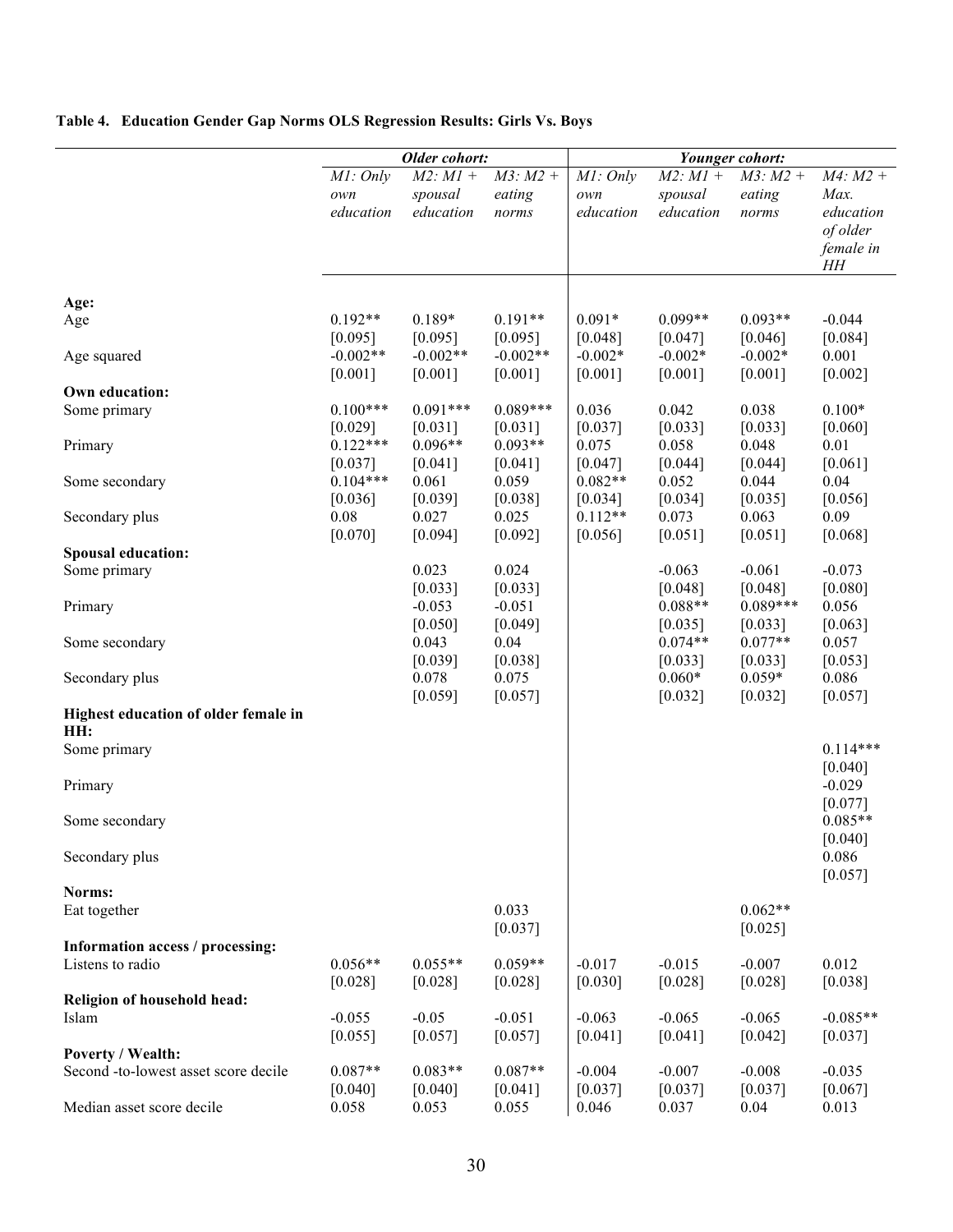**Table 4. Education Gender Gap Norms OLS Regression Results: Girls Vs. Boys**

| | *Older cohort:* | | | *Younger cohort:* | | | |
|---|---|---|---|---|---|---|---|
| | *M1: Only own education* | *M2: M1 + spousal education* | *M3: M2 + eating norms* | *M1: Only own education* | *M2: M1 + spousal education* | *M3: M2 + eating norms* | *M4: M2 + Max. education of older female in HH* |
| **Age:** | | | | | | | |
| Age | 0.192** | 0.189* | 0.191** | 0.091* | 0.099** | 0.093** | -0.044 |
| | [0.095] | [0.095] | [0.095] | [0.048] | [0.047] | [0.046] | [0.084] |
| Age squared | -0.002** | -0.002** | -0.002** | -0.002* | -0.002* | -0.002* | 0.001 |
| | [0.001] | [0.001] | [0.001] | [0.001] | [0.001] | [0.001] | [0.002] |
| **Own education:** | | | | | | | |
| Some primary | 0.100*** | 0.091*** | 0.089*** | 0.036 | 0.042 | 0.038 | 0.100* |
| | [0.029] | [0.031] | [0.031] | [0.037] | [0.033] | [0.033] | [0.060] |
| Primary | 0.122*** | 0.096** | 0.093** | 0.075 | 0.058 | 0.048 | 0.01 |
| | [0.037] | [0.041] | [0.041] | [0.047] | [0.044] | [0.044] | [0.061] |
| Some secondary | 0.104*** | 0.061 | 0.059 | 0.082** | 0.052 | 0.044 | 0.04 |
| | [0.036] | [0.039] | [0.038] | [0.034] | [0.034] | [0.035] | [0.056] |
| Secondary plus | 0.08 | 0.027 | 0.025 | 0.112** | 0.073 | 0.063 | 0.09 |
| | [0.070] | [0.094] | [0.092] | [0.056] | [0.051] | [0.051] | [0.068] |
| **Spousal education:** | | | | | | | |
| Some primary | | 0.023 | 0.024 | | -0.063 | -0.061 | -0.073 |
| | | [0.033] | [0.033] | | [0.048] | [0.048] | [0.080] |
| Primary | | -0.053 | -0.051 | | 0.088** | 0.089*** | 0.056 |
| | | [0.050] | [0.049] | | [0.035] | [0.033] | [0.063] |
| Some secondary | | 0.043 | 0.04 | | 0.074** | 0.077** | 0.057 |
| | | [0.039] | [0.038] | | [0.033] | [0.033] | [0.053] |
| Secondary plus | | 0.078 | 0.075 | | 0.060* | 0.059* | 0.086 |
| | | [0.059] | [0.057] | | [0.032] | [0.032] | [0.057] |
| **Highest education of older female in HH:** | | | | | | | |
| Some primary | | | | | | | 0.114*** |
| | | | | | | | [0.040] |
| Primary | | | | | | | -0.029 |
| | | | | | | | [0.077] |
| Some secondary | | | | | | | 0.085** |
| | | | | | | | [0.040] |
| Secondary plus | | | | | | | 0.086 |
| | | | | | | | [0.057] |
| **Norms:** | | | | | | | |
| Eat together | | | 0.033 | | | 0.062** | |
| | | | [0.037] | | | [0.025] | |
| **Information access / processing:** | | | | | | | |
| Listens to radio | 0.056** | 0.055** | 0.059** | -0.017 | -0.015 | -0.007 | 0.012 |
| | [0.028] | [0.028] | [0.028] | [0.030] | [0.028] | [0.028] | [0.038] |
| **Religion of household head:** | | | | | | | |
| Islam | -0.055 | -0.05 | -0.051 | -0.063 | -0.065 | -0.065 | -0.085** |
| | [0.055] | [0.057] | [0.057] | [0.041] | [0.041] | [0.042] | [0.037] |
| **Poverty / Wealth:** | | | | | | | |
| Second -to-lowest asset score decile | 0.087** | 0.083** | 0.087** | -0.004 | -0.007 | -0.008 | -0.035 |
| | [0.040] | [0.040] | [0.041] | [0.037] | [0.037] | [0.037] | [0.067] |
| Median asset score decile | 0.058 | 0.053 | 0.055 | 0.046 | 0.037 | 0.04 | 0.013 |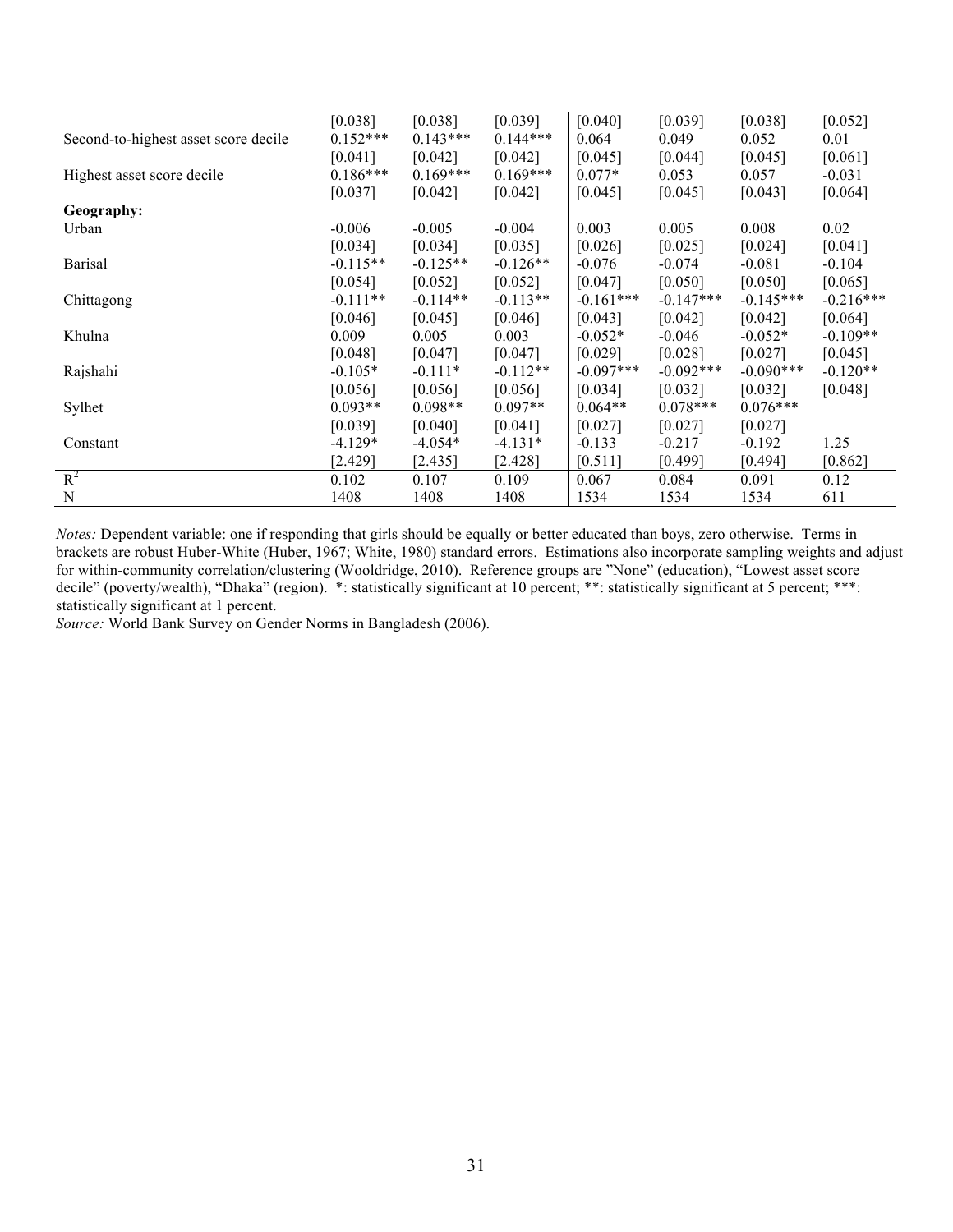| | | | | | | | |
|---|---|---|---|---|---|---|---|
| | [0.038] | [0.038] | [0.039] | [0.040] | [0.039] | [0.038] | [0.052] |
| Second-to-highest asset score decile | 0.152*** | 0.143*** | 0.144*** | 0.064 | 0.049 | 0.052 | 0.01 |
| | [0.041] | [0.042] | [0.042] | [0.045] | [0.044] | [0.045] | [0.061] |
| Highest asset score decile | 0.186*** | 0.169*** | 0.169*** | 0.077* | 0.053 | 0.057 | -0.031 |
| | [0.037] | [0.042] | [0.042] | [0.045] | [0.045] | [0.043] | [0.064] |
| **Geography:** | | | | | | | |
| Urban | -0.006 | -0.005 | -0.004 | 0.003 | 0.005 | 0.008 | 0.02 |
| | [0.034] | [0.034] | [0.035] | [0.026] | [0.025] | [0.024] | [0.041] |
| Barisal | -0.115** | -0.125** | -0.126** | -0.076 | -0.074 | -0.081 | -0.104 |
| | [0.054] | [0.052] | [0.052] | [0.047] | [0.050] | [0.050] | [0.065] |
| Chittagong | -0.111** | -0.114** | -0.113** | -0.161*** | -0.147*** | -0.145*** | -0.216*** |
| | [0.046] | [0.045] | [0.046] | [0.043] | [0.042] | [0.042] | [0.064] |
| Khulna | 0.009 | 0.005 | 0.003 | -0.052* | -0.046 | -0.052* | -0.109** |
| | [0.048] | [0.047] | [0.047] | [0.029] | [0.028] | [0.027] | [0.045] |
| Rajshahi | -0.105* | -0.111* | -0.112** | -0.097*** | -0.092*** | -0.090*** | -0.120** |
| | [0.056] | [0.056] | [0.056] | [0.034] | [0.032] | [0.032] | [0.048] |
| Sylhet | 0.093** | 0.098** | 0.097** | 0.064** | 0.078*** | 0.076*** | |
| | [0.039] | [0.040] | [0.041] | [0.027] | [0.027] | [0.027] | |
| Constant | -4.129* | -4.054* | -4.131* | -0.133 | -0.217 | -0.192 | 1.25 |
| | [2.429] | [2.435] | [2.428] | [0.511] | [0.499] | [0.494] | [0.862] |
| $R^2$ | 0.102 | 0.107 | 0.109 | 0.067 | 0.084 | 0.091 | 0.12 |
| N | 1408 | 1408 | 1408 | 1534 | 1534 | 1534 | 611 |

*Notes:* Dependent variable: one if responding that girls should be equally or better educated than boys, zero otherwise. Terms in brackets are robust Huber-White (Huber, 1967; White, 1980) standard errors. Estimations also incorporate sampling weights and adjust for within-community correlation/clustering (Wooldridge, 2010). Reference groups are "None" (education), "Lowest asset score decile" (poverty/wealth), "Dhaka" (region). *: statistically significant at 10 percent; **: statistically significant at 5 percent; ***: statistically significant at 1 percent.

*Source:* World Bank Survey on Gender Norms in Bangladesh (2006).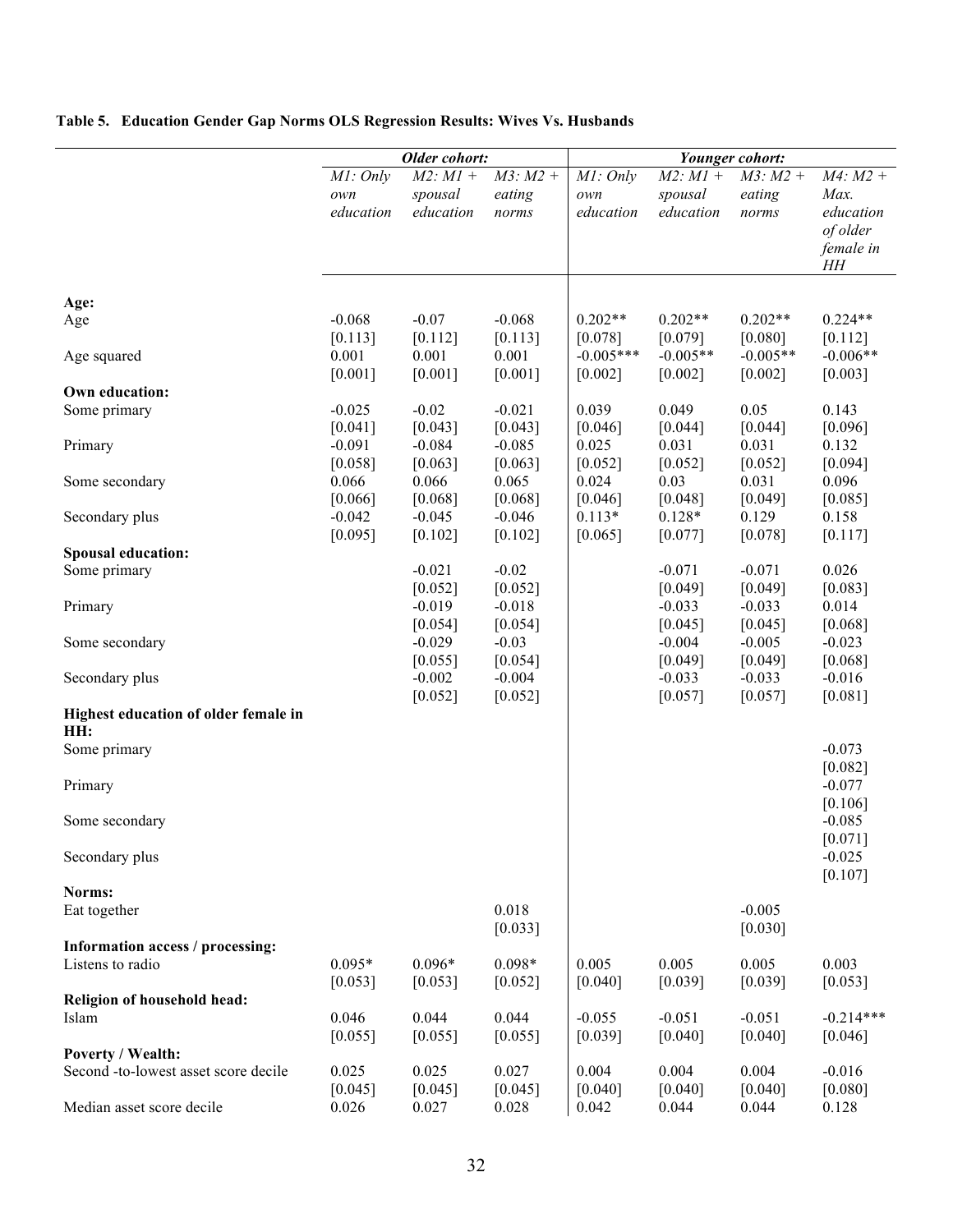**Table 5. Education Gender Gap Norms OLS Regression Results: Wives Vs. Husbands**

| | *Older cohort:* | | | *Younger cohort:* | | | |
|---|---|---|---|---|---|---|---|
| | *M1: Only own education* | *M2: M1 + spousal education* | *M3: M2 + eating norms* | *M1: Only own education* | *M2: M1 + spousal education* | *M3: M2 + eating norms* | *M4: M2 + Max. education of older female in HH* |
| **Age:** | | | | | | | |
| Age | -0.068 | -0.07 | -0.068 | 0.202** | 0.202** | 0.202** | 0.224** |
| | [0.113] | [0.112] | [0.113] | [0.078] | [0.079] | [0.080] | [0.112] |
| Age squared | 0.001 | 0.001 | 0.001 | -0.005*** | -0.005** | -0.005** | -0.006** |
| | [0.001] | [0.001] | [0.001] | [0.002] | [0.002] | [0.002] | [0.003] |
| **Own education:** | | | | | | | |
| Some primary | -0.025 | -0.02 | -0.021 | 0.039 | 0.049 | 0.05 | 0.143 |
| | [0.041] | [0.043] | [0.043] | [0.046] | [0.044] | [0.044] | [0.096] |
| Primary | -0.091 | -0.084 | -0.085 | 0.025 | 0.031 | 0.031 | 0.132 |
| | [0.058] | [0.063] | [0.063] | [0.052] | [0.052] | [0.052] | [0.094] |
| Some secondary | 0.066 | 0.066 | 0.065 | 0.024 | 0.03 | 0.031 | 0.096 |
| | [0.066] | [0.068] | [0.068] | [0.046] | [0.048] | [0.049] | [0.085] |
| Secondary plus | -0.042 | -0.045 | -0.046 | 0.113* | 0.128* | 0.129 | 0.158 |
| | [0.095] | [0.102] | [0.102] | [0.065] | [0.077] | [0.078] | [0.117] |
| **Spousal education:** | | | | | | | |
| Some primary | | -0.021 | -0.02 | | -0.071 | -0.071 | 0.026 |
| | | [0.052] | [0.052] | | [0.049] | [0.049] | [0.083] |
| Primary | | -0.019 | -0.018 | | -0.033 | -0.033 | 0.014 |
| | | [0.054] | [0.054] | | [0.045] | [0.045] | [0.068] |
| Some secondary | | -0.029 | -0.03 | | -0.004 | -0.005 | -0.023 |
| | | [0.055] | [0.054] | | [0.049] | [0.049] | [0.068] |
| Secondary plus | | -0.002 | -0.004 | | -0.033 | -0.033 | -0.016 |
| | | [0.052] | [0.052] | | [0.057] | [0.057] | [0.081] |
| **Highest education of older female in HH:** | | | | | | | |
| Some primary | | | | | | | -0.073 |
| | | | | | | | [0.082] |
| Primary | | | | | | | -0.077 |
| | | | | | | | [0.106] |
| Some secondary | | | | | | | -0.085 |
| | | | | | | | [0.071] |
| Secondary plus | | | | | | | -0.025 |
| | | | | | | | [0.107] |
| **Norms:** | | | | | | | |
| Eat together | | | 0.018 | | | -0.005 | |
| | | | [0.033] | | | [0.030] | |
| **Information access / processing:** | | | | | | | |
| Listens to radio | 0.095* | 0.096* | 0.098* | 0.005 | 0.005 | 0.005 | 0.003 |
| | [0.053] | [0.053] | [0.052] | [0.040] | [0.039] | [0.039] | [0.053] |
| **Religion of household head:** | | | | | | | |
| Islam | 0.046 | 0.044 | 0.044 | -0.055 | -0.051 | -0.051 | -0.214*** |
| | [0.055] | [0.055] | [0.055] | [0.039] | [0.040] | [0.040] | [0.046] |
| **Poverty / Wealth:** | | | | | | | |
| Second -to-lowest asset score decile | 0.025 | 0.025 | 0.027 | 0.004 | 0.004 | 0.004 | -0.016 |
| | [0.045] | [0.045] | [0.045] | [0.040] | [0.040] | [0.040] | [0.080] |
| Median asset score decile | 0.026 | 0.027 | 0.028 | 0.042 | 0.044 | 0.044 | 0.128 |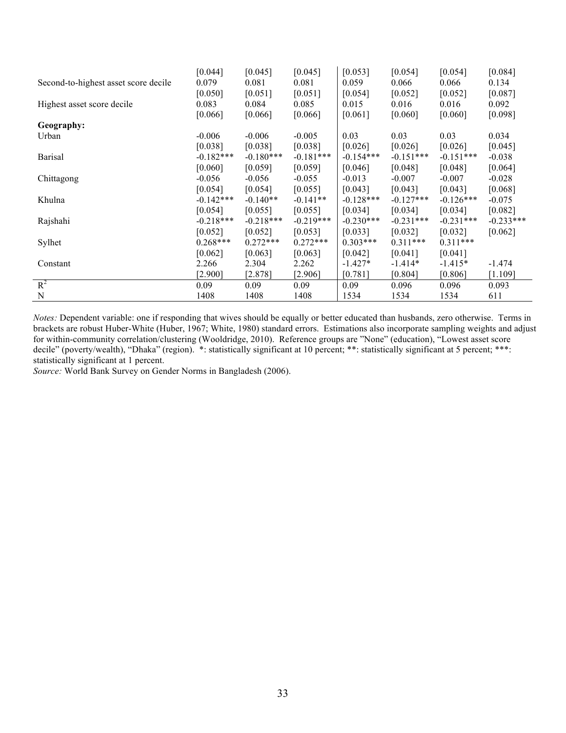| | | | | | | | |
|---|---|---|---|---|---|---|---|
| | [0.044] | [0.045] | [0.045] | [0.053] | [0.054] | [0.054] | [0.084] |
| Second-to-highest asset score decile | 0.079 | 0.081 | 0.081 | 0.059 | 0.066 | 0.066 | 0.134 |
| | [0.050] | [0.051] | [0.051] | [0.054] | [0.052] | [0.052] | [0.087] |
| Highest asset score decile | 0.083 | 0.084 | 0.085 | 0.015 | 0.016 | 0.016 | 0.092 |
| | [0.066] | [0.066] | [0.066] | [0.061] | [0.060] | [0.060] | [0.098] |
| **Geography:** | | | | | | | |
| Urban | -0.006 | -0.006 | -0.005 | 0.03 | 0.03 | 0.03 | 0.034 |
| | [0.038] | [0.038] | [0.038] | [0.026] | [0.026] | [0.026] | [0.045] |
| Barisal | -0.182*** | -0.180*** | -0.181*** | -0.154*** | -0.151*** | -0.151*** | -0.038 |
| | [0.060] | [0.059] | [0.059] | [0.046] | [0.048] | [0.048] | [0.064] |
| Chittagong | -0.056 | -0.056 | -0.055 | -0.013 | -0.007 | -0.007 | -0.028 |
| | [0.054] | [0.054] | [0.055] | [0.043] | [0.043] | [0.043] | [0.068] |
| Khulna | -0.142*** | -0.140** | -0.141** | -0.128*** | -0.127*** | -0.126*** | -0.075 |
| | [0.054] | [0.055] | [0.055] | [0.034] | [0.034] | [0.034] | [0.082] |
| Rajshahi | -0.218*** | -0.218*** | -0.219*** | -0.230*** | -0.231*** | -0.231*** | -0.233*** |
| | [0.052] | [0.052] | [0.053] | [0.033] | [0.032] | [0.032] | [0.062] |
| Sylhet | 0.268*** | 0.272*** | 0.272*** | 0.303*** | 0.311*** | 0.311*** | |
| | [0.062] | [0.063] | [0.063] | [0.042] | [0.041] | [0.041] | |
| Constant | 2.266 | 2.304 | 2.262 | -1.427* | -1.414* | -1.415* | -1.474 |
| | [2.900] | [2.878] | [2.906] | [0.781] | [0.804] | [0.806] | [1.109] |
| $R^2$ | 0.09 | 0.09 | 0.09 | 0.09 | 0.096 | 0.096 | 0.093 |
| N | 1408 | 1408 | 1408 | 1534 | 1534 | 1534 | 611 |

*Notes:* Dependent variable: one if responding that wives should be equally or better educated than husbands, zero otherwise. Terms in brackets are robust Huber-White (Huber, 1967; White, 1980) standard errors. Estimations also incorporate sampling weights and adjust for within-community correlation/clustering (Wooldridge, 2010). Reference groups are "None" (education), "Lowest asset score decile" (poverty/wealth), "Dhaka" (region). *: statistically significant at 10 percent; **: statistically significant at 5 percent; ***: statistically significant at 1 percent.

*Source:* World Bank Survey on Gender Norms in Bangladesh (2006).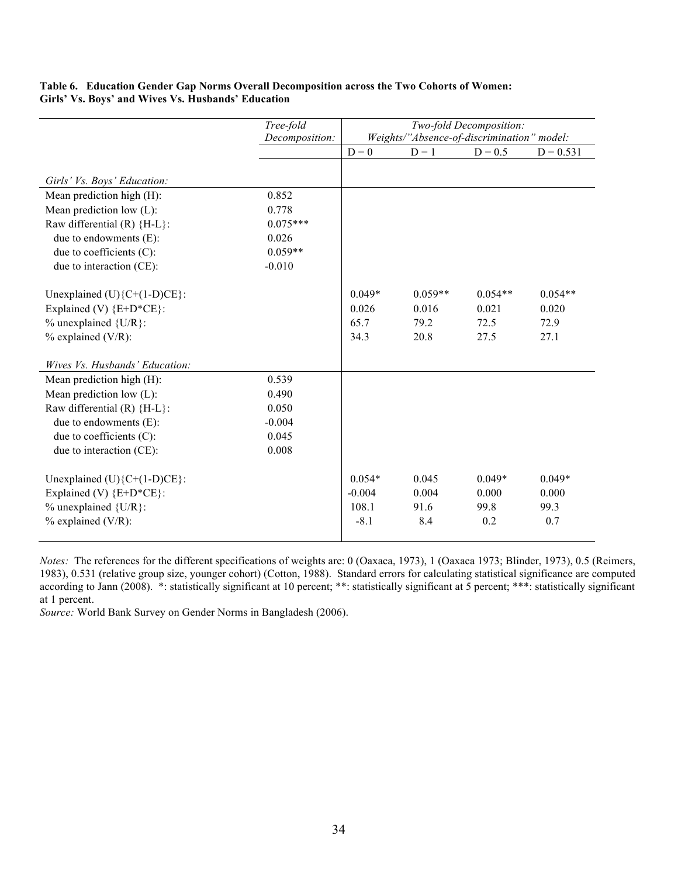**Table 6. Education Gender Gap Norms Overall Decomposition across the Two Cohorts of Women: Girls' Vs. Boys' and Wives Vs. Husbands' Education**

| | *Tree-fold Decomposition:* | *Two-fold Decomposition: Weights/"Absence-of-discrimination" model:* | | | |
|---|---|---|---|---|---|
| | | D = 0 | D = 1 | D = 0.5 | D = 0.531 |
| *Girls' Vs. Boys' Education:* | | | | | |
| Mean prediction high (H): | 0.852 | | | | |
| Mean prediction low (L): | 0.778 | | | | |
| Raw differential (R) {H-L}: | 0.075*** | | | | |
| due to endowments (E): | 0.026 | | | | |
| due to coefficients (C): | 0.059** | | | | |
| due to interaction (CE): | -0.010 | | | | |
| Unexplained (U){C+(1-D)CE}: | | 0.049* | 0.059** | 0.054** | 0.054** |
| Explained (V) {E+D*CE}: | | 0.026 | 0.016 | 0.021 | 0.020 |
| % unexplained {U/R}: | | 65.7 | 79.2 | 72.5 | 72.9 |
| % explained (V/R): | | 34.3 | 20.8 | 27.5 | 27.1 |
| *Wives Vs. Husbands' Education:* | | | | | |
| Mean prediction high (H): | 0.539 | | | | |
| Mean prediction low (L): | 0.490 | | | | |
| Raw differential (R) {H-L}: | 0.050 | | | | |
| due to endowments (E): | -0.004 | | | | |
| due to coefficients (C): | 0.045 | | | | |
| due to interaction (CE): | 0.008 | | | | |
| Unexplained (U){C+(1-D)CE}: | | 0.054* | 0.045 | 0.049* | 0.049* |
| Explained (V) {E+D*CE}: | | -0.004 | 0.004 | 0.000 | 0.000 |
| % unexplained {U/R}: | | 108.1 | 91.6 | 99.8 | 99.3 |
| % explained (V/R): | | -8.1 | 8.4 | 0.2 | 0.7 |

*Notes:* The references for the different specifications of weights are: 0 (Oaxaca, 1973), 1 (Oaxaca 1973; Blinder, 1973), 0.5 (Reimers, 1983), 0.531 (relative group size, younger cohort) (Cotton, 1988). Standard errors for calculating statistical significance are computed according to Jann (2008). *: statistically significant at 10 percent; **: statistically significant at 5 percent; ***: statistically significant at 1 percent.

*Source:* World Bank Survey on Gender Norms in Bangladesh (2006).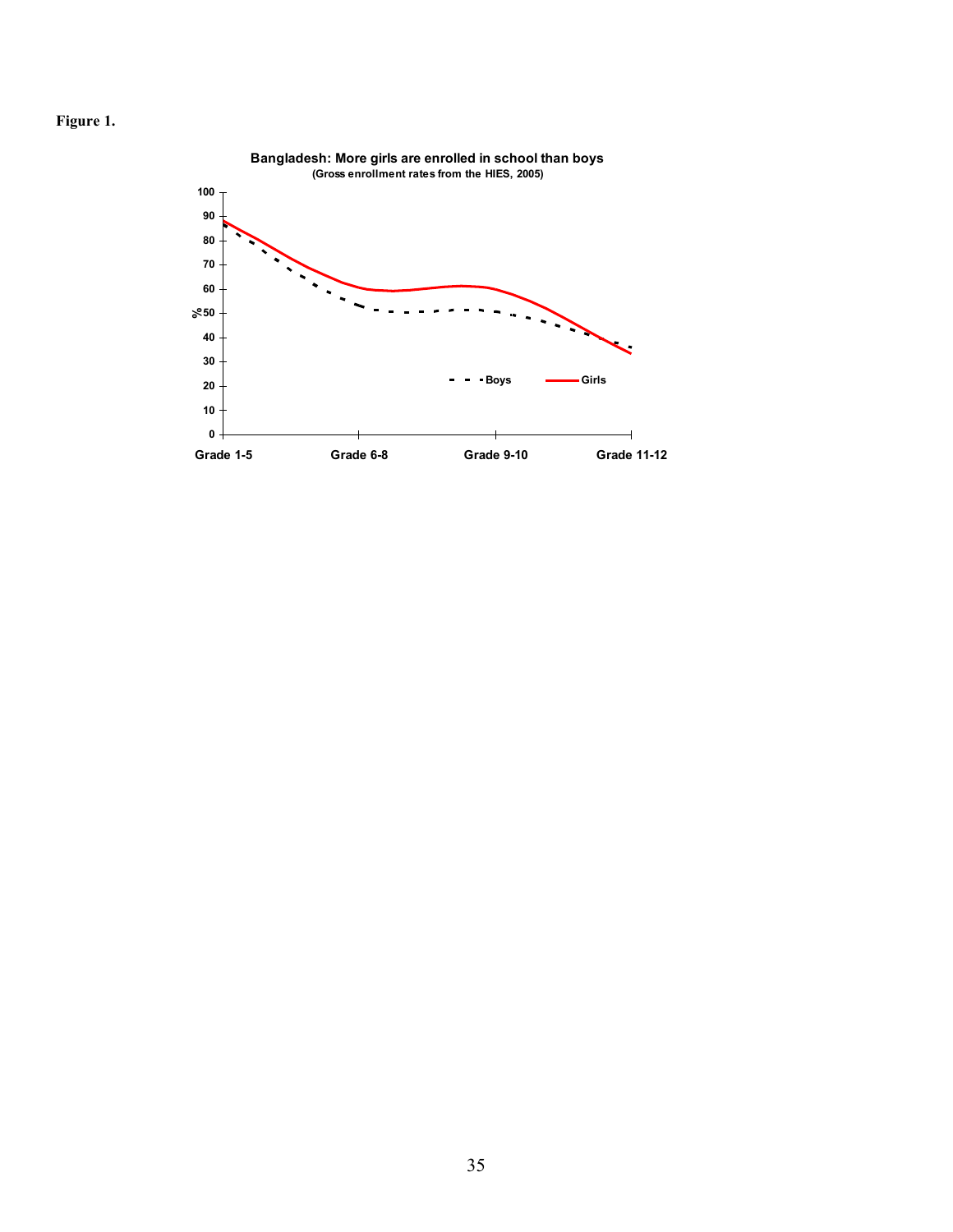**Figure 1.**

**Bangladesh: More girls are enrolled in school than boys**
**(Gross enrollment rates from the HIES, 2005)**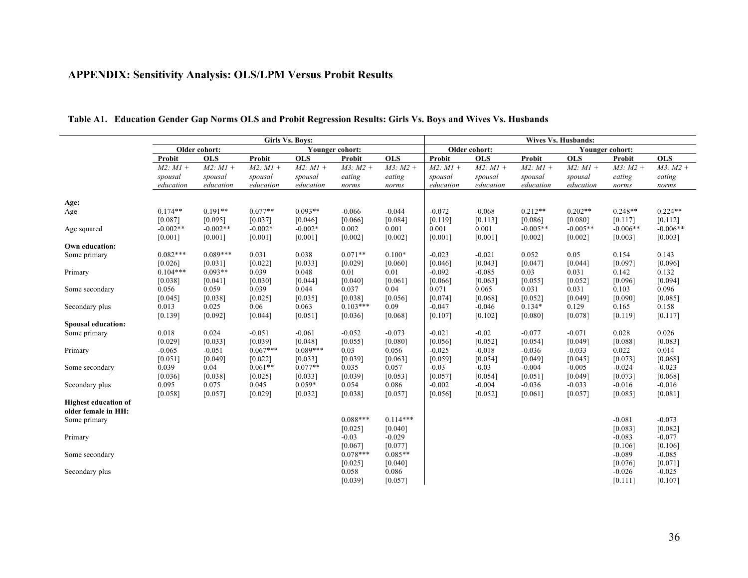## APPENDIX: Sensitivity Analysis: OLS/LPM Versus Probit Results

### Table A1. Education Gender Gap Norms OLS and Probit Regression Results: Girls Vs. Boys and Wives Vs. Husbands

| | Girls Vs. Boys: | | | | | | Wives Vs. Husbands: | | | | | |
|---|---|---|---|---|---|---|---|---|---|---|---|---|
| | Older cohort: | | Younger cohort: | | | | Older cohort: | | Younger cohort: | | | |
| | Probit | OLS | Probit | OLS | Probit | OLS | Probit | OLS | Probit | OLS | Probit | OLS |
| | *M2: M1 + spousal education* | *M2: M1 + spousal education* | *M2: M1 + spousal education* | *M2: M1 + spousal education* | *M3: M2 + eating norms* | *M3: M2 + eating norms* | *M2: M1 + spousal education* | *M2: M1 + spousal education* | *M2: M1 + spousal education* | *M2: M1 + spousal education* | *M3: M2 + eating norms* | *M3: M2 + eating norms* |
| **Age:** | | | | | | | | | | | | |
| Age | 0.174** | 0.191** | 0.077** | 0.093** | -0.066 | -0.044 | -0.072 | -0.068 | 0.212** | 0.202** | 0.248** | 0.224** |
| | [0.087] | [0.095] | [0.037] | [0.046] | [0.066] | [0.084] | [0.119] | [0.113] | [0.086] | [0.080] | [0.117] | [0.112] |
| Age squared | -0.002** | -0.002** | -0.002* | -0.002* | 0.002 | 0.001 | 0.001 | 0.001 | -0.005** | -0.005** | -0.006** | -0.006** |
| | [0.001] | [0.001] | [0.001] | [0.001] | [0.002] | [0.002] | [0.001] | [0.001] | [0.002] | [0.002] | [0.003] | [0.003] |
| **Own education:** | | | | | | | | | | | | |
| Some primary | 0.082*** | 0.089*** | 0.031 | 0.038 | 0.071** | 0.100* | -0.023 | -0.021 | 0.052 | 0.05 | 0.154 | 0.143 |
| | [0.026] | [0.031] | [0.022] | [0.033] | [0.029] | [0.060] | [0.046] | [0.043] | [0.047] | [0.044] | [0.097] | [0.096] |
| Primary | 0.104*** | 0.093** | 0.039 | 0.048 | 0.01 | 0.01 | -0.092 | -0.085 | 0.03 | 0.031 | 0.142 | 0.132 |
| | [0.038] | [0.041] | [0.030] | [0.044] | [0.040] | [0.061] | [0.066] | [0.063] | [0.055] | [0.052] | [0.096] | [0.094] |
| Some secondary | 0.056 | 0.059 | 0.039 | 0.044 | 0.037 | 0.04 | 0.071 | 0.065 | 0.031 | 0.031 | 0.103 | 0.096 |
| | [0.045] | [0.038] | [0.025] | [0.035] | [0.038] | [0.056] | [0.074] | [0.068] | [0.052] | [0.049] | [0.090] | [0.085] |
| Secondary plus | 0.013 | 0.025 | 0.06 | 0.063 | 0.103*** | 0.09 | -0.047 | -0.046 | 0.134* | 0.129 | 0.165 | 0.158 |
| | [0.139] | [0.092] | [0.044] | [0.051] | [0.036] | [0.068] | [0.107] | [0.102] | [0.080] | [0.078] | [0.119] | [0.117] |
| **Spousal education:** | | | | | | | | | | | | |
| Some primary | 0.018 | 0.024 | -0.051 | -0.061 | -0.052 | -0.073 | -0.021 | -0.02 | -0.077 | -0.071 | 0.028 | 0.026 |
| | [0.029] | [0.033] | [0.039] | [0.048] | [0.055] | [0.080] | [0.056] | [0.052] | [0.054] | [0.049] | [0.088] | [0.083] |
| Primary | -0.065 | -0.051 | 0.067*** | 0.089*** | 0.03 | 0.056 | -0.025 | -0.018 | -0.036 | -0.033 | 0.022 | 0.014 |
| | [0.051] | [0.049] | [0.022] | [0.033] | [0.039] | [0.063] | [0.059] | [0.054] | [0.049] | [0.045] | [0.073] | [0.068] |
| Some secondary | 0.039 | 0.04 | 0.061** | 0.077** | 0.035 | 0.057 | -0.03 | -0.03 | -0.004 | -0.005 | -0.024 | -0.023 |
| | [0.036] | [0.038] | [0.025] | [0.033] | [0.039] | [0.053] | [0.057] | [0.054] | [0.051] | [0.049] | [0.073] | [0.068] |
| Secondary plus | 0.095 | 0.075 | 0.045 | 0.059* | 0.054 | 0.086 | -0.002 | -0.004 | -0.036 | -0.033 | -0.016 | -0.016 |
| | [0.058] | [0.057] | [0.029] | [0.032] | [0.038] | [0.057] | [0.056] | [0.052] | [0.061] | [0.057] | [0.085] | [0.081] |
| **Highest education of older female in HH:** | | | | | | | | | | | | |
| Some primary | | | | | 0.088*** | 0.114*** | | | | | -0.081 | -0.073 |
| | | | | | [0.025] | [0.040] | | | | | [0.083] | [0.082] |
| Primary | | | | | -0.03 | -0.029 | | | | | -0.083 | -0.077 |
| | | | | | [0.067] | [0.077] | | | | | [0.106] | [0.106] |
| Some secondary | | | | | 0.078*** | 0.085** | | | | | -0.089 | -0.085 |
| | | | | | [0.025] | [0.040] | | | | | [0.076] | [0.071] |
| Secondary plus | | | | | 0.058 | 0.086 | | | | | -0.026 | -0.025 |
| | | | | | [0.039] | [0.057] | | | | | [0.111] | [0.107] |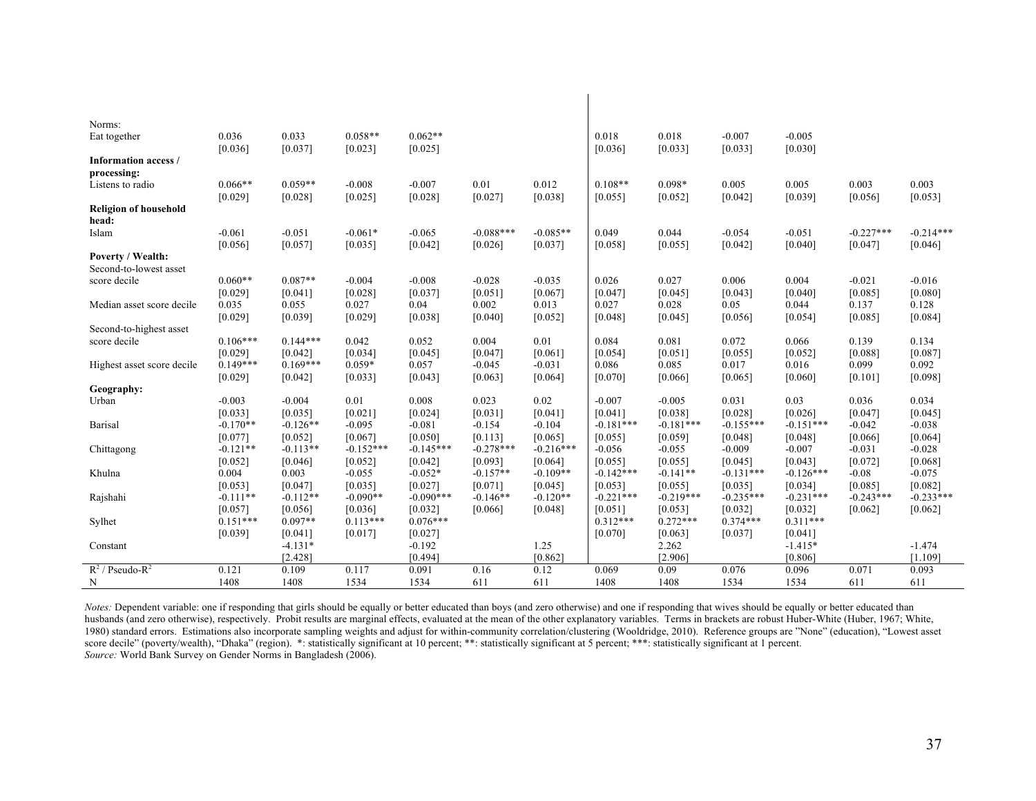| | | | | | | | | | | | | |
|---|---|---|---|---|---|---|---|---|---|---|---|---|
| Norms: | | | | | | | | | | | | |
| Eat together | 0.036 | 0.033 | 0.058** | 0.062** | | | 0.018 | 0.018 | -0.007 | -0.005 | | |
| | [0.036] | [0.037] | [0.023] | [0.025] | | | [0.036] | [0.033] | [0.033] | [0.030] | | |
| **Information access / processing:** | | | | | | | | | | | | |
| Listens to radio | 0.066** | 0.059** | -0.008 | -0.007 | 0.01 | 0.012 | 0.108** | 0.098* | 0.005 | 0.005 | 0.003 | 0.003 |
| | [0.029] | [0.028] | [0.025] | [0.028] | [0.027] | [0.038] | [0.055] | [0.052] | [0.042] | [0.039] | [0.056] | [0.053] |
| **Religion of household head:** | | | | | | | | | | | | |
| Islam | -0.061 | -0.051 | -0.061* | -0.065 | -0.088*** | -0.085** | 0.049 | 0.044 | -0.054 | -0.051 | -0.227*** | -0.214*** |
| | [0.056] | [0.057] | [0.035] | [0.042] | [0.026] | [0.037] | [0.058] | [0.055] | [0.042] | [0.040] | [0.047] | [0.046] |
| **Poverty / Wealth:** | | | | | | | | | | | | |
| Second-to-lowest asset score decile | 0.060** | 0.087** | -0.004 | -0.008 | -0.028 | -0.035 | 0.026 | 0.027 | 0.006 | 0.004 | -0.021 | -0.016 |
| | [0.029] | [0.041] | [0.028] | [0.037] | [0.051] | [0.067] | [0.047] | [0.045] | [0.043] | [0.040] | [0.085] | [0.080] |
| Median asset score decile | 0.035 | 0.055 | 0.027 | 0.04 | 0.002 | 0.013 | 0.027 | 0.028 | 0.05 | 0.044 | 0.137 | 0.128 |
| | [0.029] | [0.039] | [0.029] | [0.038] | [0.040] | [0.052] | [0.048] | [0.045] | [0.056] | [0.054] | [0.085] | [0.084] |
| Second-to-highest asset score decile | 0.106*** | 0.144*** | 0.042 | 0.052 | 0.004 | 0.01 | 0.084 | 0.081 | 0.072 | 0.066 | 0.139 | 0.134 |
| | [0.029] | [0.042] | [0.034] | [0.045] | [0.047] | [0.061] | [0.054] | [0.051] | [0.055] | [0.052] | [0.088] | [0.087] |
| Highest asset score decile | 0.149*** | 0.169*** | 0.059* | 0.057 | -0.045 | -0.031 | 0.086 | 0.085 | 0.017 | 0.016 | 0.099 | 0.092 |
| | [0.029] | [0.042] | [0.033] | [0.043] | [0.063] | [0.064] | [0.070] | [0.066] | [0.065] | [0.060] | [0.101] | [0.098] |
| **Geography:** | | | | | | | | | | | | |
| Urban | -0.003 | -0.004 | 0.01 | 0.008 | 0.023 | 0.02 | -0.007 | -0.005 | 0.031 | 0.03 | 0.036 | 0.034 |
| | [0.033] | [0.035] | [0.021] | [0.024] | [0.031] | [0.041] | [0.041] | [0.038] | [0.028] | [0.026] | [0.047] | [0.045] |
| Barisal | -0.170** | -0.126** | -0.095 | -0.081 | -0.154 | -0.104 | -0.181*** | -0.181*** | -0.155*** | -0.151*** | -0.042 | -0.038 |
| | [0.077] | [0.052] | [0.067] | [0.050] | [0.113] | [0.065] | [0.055] | [0.059] | [0.048] | [0.048] | [0.066] | [0.064] |
| Chittagong | -0.121** | -0.113** | -0.152*** | -0.145*** | -0.278*** | -0.216*** | -0.056 | -0.055 | -0.009 | -0.007 | -0.031 | -0.028 |
| | [0.052] | [0.046] | [0.052] | [0.042] | [0.093] | [0.064] | [0.055] | [0.055] | [0.045] | [0.043] | [0.072] | [0.068] |
| Khulna | 0.004 | 0.003 | -0.055 | -0.052* | -0.157** | -0.109** | -0.142*** | -0.141** | -0.131*** | -0.126*** | -0.08 | -0.075 |
| | [0.053] | [0.047] | [0.035] | [0.027] | [0.071] | [0.045] | [0.053] | [0.055] | [0.035] | [0.034] | [0.085] | [0.082] |
| Rajshahi | -0.111** | -0.112** | -0.090** | -0.090*** | -0.146** | -0.120** | -0.221*** | -0.219*** | -0.235*** | -0.231*** | -0.243*** | -0.233*** |
| | [0.057] | [0.056] | [0.036] | [0.032] | [0.066] | [0.048] | [0.051] | [0.053] | [0.032] | [0.032] | [0.062] | [0.062] |
| Sylhet | 0.151*** | 0.097** | 0.113*** | 0.076*** | | | 0.312*** | 0.272*** | 0.374*** | 0.311*** | | |
| | [0.039] | [0.041] | [0.017] | [0.027] | | | [0.070] | [0.063] | [0.037] | [0.041] | | |
| Constant | | -4.131* | | -0.192 | | 1.25 | | 2.262 | | -1.415* | | -1.474 |
| | | [2.428] | | [0.494] | | [0.862] | | [2.906] | | [0.806] | | [1.109] |
| $R^2$ / Pseudo-$R^2$ | 0.121 | 0.109 | 0.117 | 0.091 | 0.16 | 0.12 | 0.069 | 0.09 | 0.076 | 0.096 | 0.071 | 0.093 |
| N | 1408 | 1408 | 1534 | 1534 | 611 | 611 | 1408 | 1408 | 1534 | 1534 | 611 | 611 |

*Notes:* Dependent variable: one if responding that girls should be equally or better educated than boys (and zero otherwise) and one if responding that wives should be equally or better educated than husbands (and zero otherwise), respectively. Probit results are marginal effects, evaluated at the mean of the other explanatory variables. Terms in brackets are robust Huber-White (Huber, 1967; White, 1980) standard errors. Estimations also incorporate sampling weights and adjust for within-community correlation/clustering (Wooldridge, 2010). Reference groups are "None" (education), "Lowest asset score decile" (poverty/wealth), "Dhaka" (region). *: statistically significant at 10 percent; **: statistically significant at 5 percent; ***: statistically significant at 1 percent.
*Source:* World Bank Survey on Gender Norms in Bangladesh (2006).